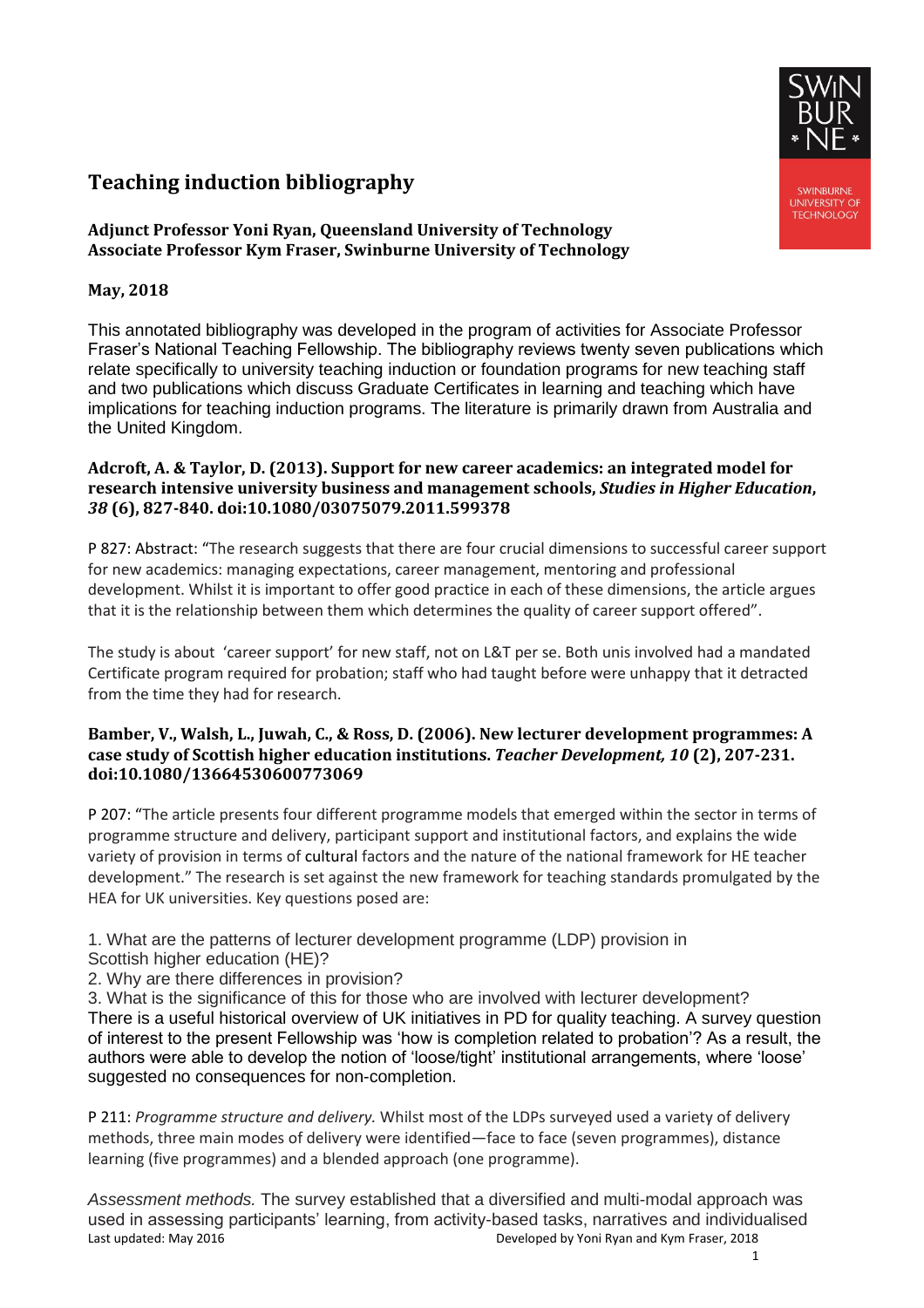# Teaching induction bibliography

**Adjunct Professor Yoni Ryan, Queensland University of Technology**
**Associate Professor Kym Fraser, Swinburne University of Technology**

**May, 2018**

This annotated bibliography was developed in the program of activities for Associate Professor Fraser's National Teaching Fellowship. The bibliography reviews twenty seven publications which relate specifically to university teaching induction or foundation programs for new teaching staff and two publications which discuss Graduate Certificates in learning and teaching which have implications for teaching induction programs. The literature is primarily drawn from Australia and the United Kingdom.

### Adcroft, A. & Taylor, D. (2013). Support for new career academics: an integrated model for research intensive university business and management schools, *Studies in Higher Education*, *38* (6), 827-840. doi:10.1080/03075079.2011.599378

P 827: Abstract: "The research suggests that there are four crucial dimensions to successful career support for new academics: managing expectations, career management, mentoring and professional development. Whilst it is important to offer good practice in each of these dimensions, the article argues that it is the relationship between them which determines the quality of career support offered".

The study is about 'career support' for new staff, not on L&T per se. Both unis involved had a mandated Certificate program required for probation; staff who had taught before were unhappy that it detracted from the time they had for research.

### Bamber, V., Walsh, L., Juwah, C., & Ross, D. (2006). New lecturer development programmes: A case study of Scottish higher education institutions. *Teacher Development, 10* (2), 207-231. doi:10.1080/13664530600773069

P 207: "The article presents four different programme models that emerged within the sector in terms of programme structure and delivery, participant support and institutional factors, and explains the wide variety of provision in terms of cultural factors and the nature of the national framework for HE teacher development." The research is set against the new framework for teaching standards promulgated by the HEA for UK universities. Key questions posed are:

1. What are the patterns of lecturer development programme (LDP) provision in Scottish higher education (HE)?
2. Why are there differences in provision?
3. What is the significance of this for those who are involved with lecturer development?

There is a useful historical overview of UK initiatives in PD for quality teaching. A survey question of interest to the present Fellowship was 'how is completion related to probation'? As a result, the authors were able to develop the notion of 'loose/tight' institutional arrangements, where 'loose' suggested no consequences for non-completion.

P 211: *Programme structure and delivery.* Whilst most of the LDPs surveyed used a variety of delivery methods, three main modes of delivery were identified—face to face (seven programmes), distance learning (five programmes) and a blended approach (one programme).

*Assessment methods.* The survey established that a diversified and multi-modal approach was used in assessing participants' learning, from activity-based tasks, narratives and individualised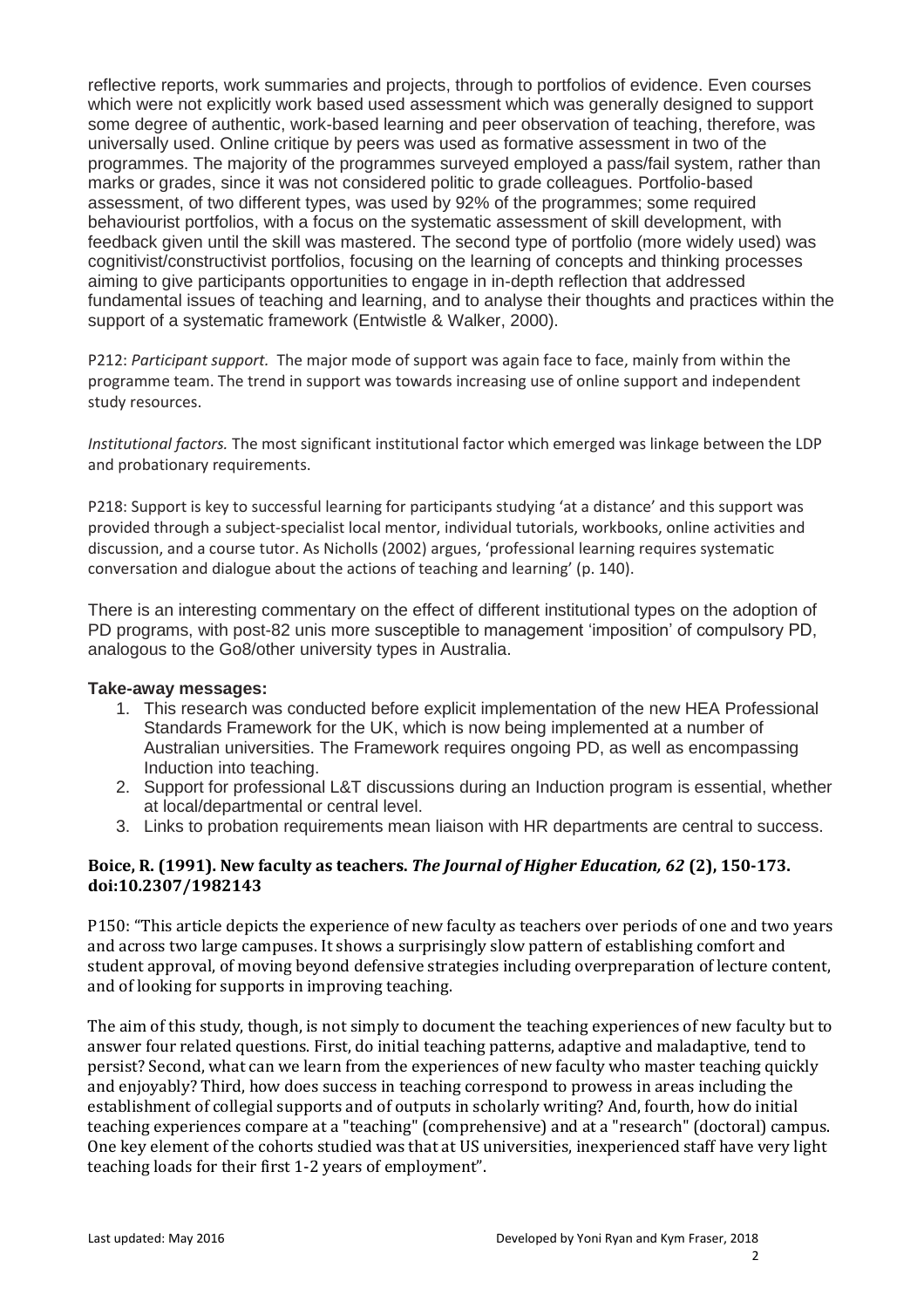reflective reports, work summaries and projects, through to portfolios of evidence. Even courses which were not explicitly work based used assessment which was generally designed to support some degree of authentic, work-based learning and peer observation of teaching, therefore, was universally used. Online critique by peers was used as formative assessment in two of the programmes. The majority of the programmes surveyed employed a pass/fail system, rather than marks or grades, since it was not considered politic to grade colleagues. Portfolio-based assessment, of two different types, was used by 92% of the programmes; some required behaviourist portfolios, with a focus on the systematic assessment of skill development, with feedback given until the skill was mastered. The second type of portfolio (more widely used) was cognitivist/constructivist portfolios, focusing on the learning of concepts and thinking processes aiming to give participants opportunities to engage in in-depth reflection that addressed fundamental issues of teaching and learning, and to analyse their thoughts and practices within the support of a systematic framework (Entwistle & Walker, 2000).

P212: *Participant support.* The major mode of support was again face to face, mainly from within the programme team. The trend in support was towards increasing use of online support and independent study resources.

*Institutional factors.* The most significant institutional factor which emerged was linkage between the LDP and probationary requirements.

P218: Support is key to successful learning for participants studying 'at a distance' and this support was provided through a subject-specialist local mentor, individual tutorials, workbooks, online activities and discussion, and a course tutor. As Nicholls (2002) argues, 'professional learning requires systematic conversation and dialogue about the actions of teaching and learning' (p. 140).

There is an interesting commentary on the effect of different institutional types on the adoption of PD programs, with post-82 unis more susceptible to management 'imposition' of compulsory PD, analogous to the Go8/other university types in Australia.

**Take-away messages:**

1. This research was conducted before explicit implementation of the new HEA Professional Standards Framework for the UK, which is now being implemented at a number of Australian universities. The Framework requires ongoing PD, as well as encompassing Induction into teaching.
2. Support for professional L&T discussions during an Induction program is essential, whether at local/departmental or central level.
3. Links to probation requirements mean liaison with HR departments are central to success.

**Boice, R. (1991). New faculty as teachers. *The Journal of Higher Education, 62* (2), 150-173. doi:10.2307/1982143**

P150: "This article depicts the experience of new faculty as teachers over periods of one and two years and across two large campuses. It shows a surprisingly slow pattern of establishing comfort and student approval, of moving beyond defensive strategies including overpreparation of lecture content, and of looking for supports in improving teaching.

The aim of this study, though, is not simply to document the teaching experiences of new faculty but to answer four related questions. First, do initial teaching patterns, adaptive and maladaptive, tend to persist? Second, what can we learn from the experiences of new faculty who master teaching quickly and enjoyably? Third, how does success in teaching correspond to prowess in areas including the establishment of collegial supports and of outputs in scholarly writing? And, fourth, how do initial teaching experiences compare at a "teaching" (comprehensive) and at a "research" (doctoral) campus. One key element of the cohorts studied was that at US universities, inexperienced staff have very light teaching loads for their first 1-2 years of employment".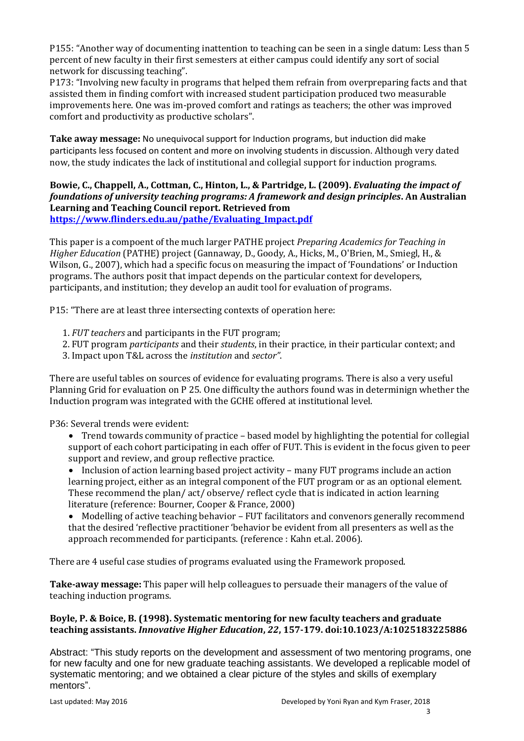P155: "Another way of documenting inattention to teaching can be seen in a single datum: Less than 5 percent of new faculty in their first semesters at either campus could identify any sort of social network for discussing teaching".

P173: "Involving new faculty in programs that helped them refrain from overpreparing facts and that assisted them in finding comfort with increased student participation produced two measurable improvements here. One was im-proved comfort and ratings as teachers; the other was improved comfort and productivity as productive scholars".

**Take away message:** No unequivocal support for Induction programs, but induction did make participants less focused on content and more on involving students in discussion. Although very dated now, the study indicates the lack of institutional and collegial support for induction programs.

**Bowie, C., Chappell, A., Cottman, C., Hinton, L., & Partridge, L. (2009).** ***Evaluating the impact of foundations of university teaching programs: A framework and design principles*****. An Australian Learning and Teaching Council report. Retrieved from [https://www.flinders.edu.au/pathe/Evaluating_Impact.pdf](https://www.flinders.edu.au/pathe/Evaluating_Impact.pdf)**

This paper is a compoent of the much larger PATHE project *Preparing Academics for Teaching in Higher Education* (PATHE) project (Gannaway, D., Goody, A., Hicks, M., O'Brien, M., Smiegl, H., & Wilson, G., 2007), which had a specific focus on measuring the impact of 'Foundations' or Induction programs. The authors posit that impact depends on the particular context for developers, participants, and institution; they develop an audit tool for evaluation of programs.

P15: "There are at least three intersecting contexts of operation here:

1. *FUT teachers* and participants in the FUT program;
2. FUT program *participants* and their *students*, in their practice, in their particular context; and
3. Impact upon T&L across the *institution* and *sector"*.

There are useful tables on sources of evidence for evaluating programs. There is also a very useful Planning Grid for evaluation on P 25. One difficulty the authors found was in determinign whether the Induction program was integrated with the GCHE offered at institutional level.

P36: Several trends were evident:

- Trend towards community of practice – based model by highlighting the potential for collegial support of each cohort participating in each offer of FUT. This is evident in the focus given to peer support and review, and group reflective practice.
- Inclusion of action learning based project activity – many FUT programs include an action learning project, either as an integral component of the FUT program or as an optional element. These recommend the plan/ act/ observe/ reflect cycle that is indicated in action learning literature (reference: Bourner, Cooper & France, 2000)
- Modelling of active teaching behavior – FUT facilitators and convenors generally recommend that the desired 'reflective practitioner 'behavior be evident from all presenters as well as the approach recommended for participants. (reference : Kahn et.al. 2006).

There are 4 useful case studies of programs evaluated using the Framework proposed.

**Take-away message:** This paper will help colleagues to persuade their managers of the value of teaching induction programs.

**Boyle, P. & Boice, B. (1998). Systematic mentoring for new faculty teachers and graduate teaching assistants.** ***Innovative Higher Education*****,** ***22*****, 157-179. doi:10.1023/A:1025183225886**

Abstract: "This study reports on the development and assessment of two mentoring programs, one for new faculty and one for new graduate teaching assistants. We developed a replicable model of systematic mentoring; and we obtained a clear picture of the styles and skills of exemplary mentors".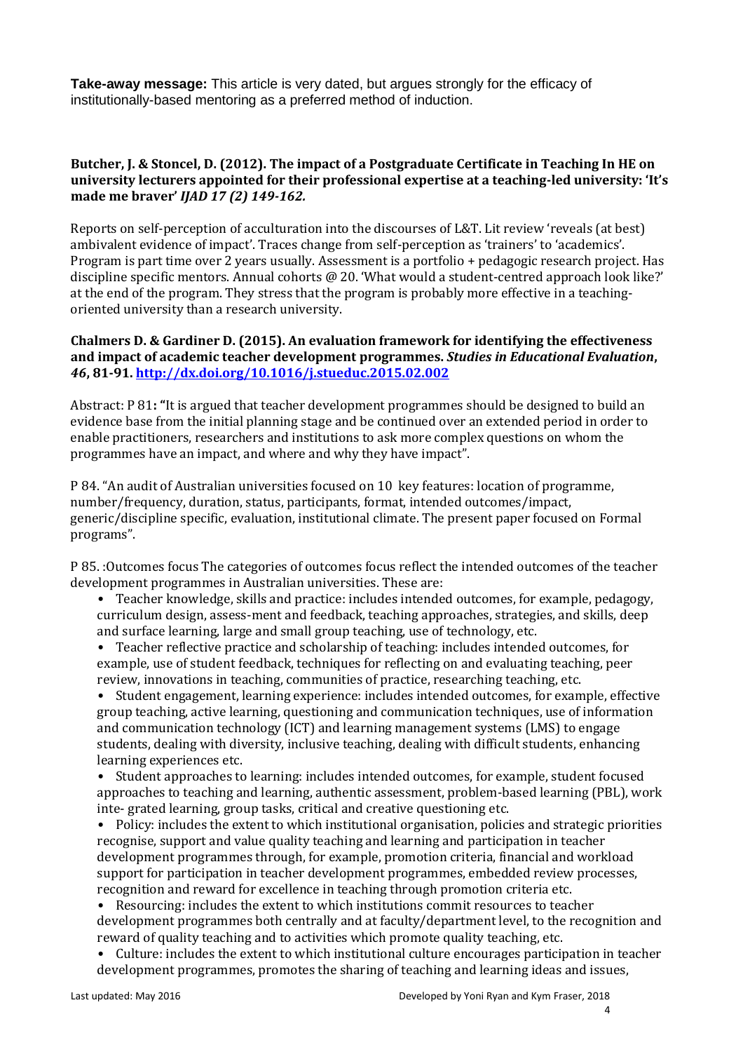**Take-away message:** This article is very dated, but argues strongly for the efficacy of institutionally-based mentoring as a preferred method of induction.

**Butcher, J. & Stoncel, D. (2012). The impact of a Postgraduate Certificate in Teaching In HE on university lecturers appointed for their professional expertise at a teaching-led university: 'It's made me braver'** ***IJAD 17 (2) 149-162.***

Reports on self-perception of acculturation into the discourses of L&T. Lit review 'reveals (at best) ambivalent evidence of impact'. Traces change from self-perception as 'trainers' to 'academics'. Program is part time over 2 years usually. Assessment is a portfolio + pedagogic research project. Has discipline specific mentors. Annual cohorts @ 20. 'What would a student-centred approach look like?' at the end of the program. They stress that the program is probably more effective in a teaching-oriented university than a research university.

**Chalmers D. & Gardiner D. (2015). An evaluation framework for identifying the effectiveness and impact of academic teacher development programmes.** ***Studies in Educational Evaluation*****,** ***46*****, 81-91. [http://dx.doi.org/10.1016/j.stueduc.2015.02.002](http://dx.doi.org/10.1016/j.stueduc.2015.02.002)**

Abstract: P 81**: "**It is argued that teacher development programmes should be designed to build an evidence base from the initial planning stage and be continued over an extended period in order to enable practitioners, researchers and institutions to ask more complex questions on whom the programmes have an impact, and where and why they have impact".

P 84. "An audit of Australian universities focused on 10 key features: location of programme, number/frequency, duration, status, participants, format, intended outcomes/impact, generic/discipline specific, evaluation, institutional climate. The present paper focused on Formal programs".

P 85. :Outcomes focus The categories of outcomes focus reflect the intended outcomes of the teacher development programmes in Australian universities. These are:

- Teacher knowledge, skills and practice: includes intended outcomes, for example, pedagogy, curriculum design, assess-ment and feedback, teaching approaches, strategies, and skills, deep and surface learning, large and small group teaching, use of technology, etc.
- Teacher reflective practice and scholarship of teaching: includes intended outcomes, for example, use of student feedback, techniques for reflecting on and evaluating teaching, peer review, innovations in teaching, communities of practice, researching teaching, etc.
- Student engagement, learning experience: includes intended outcomes, for example, effective group teaching, active learning, questioning and communication techniques, use of information and communication technology (ICT) and learning management systems (LMS) to engage students, dealing with diversity, inclusive teaching, dealing with difficult students, enhancing learning experiences etc.
- Student approaches to learning: includes intended outcomes, for example, student focused approaches to teaching and learning, authentic assessment, problem-based learning (PBL), work inte- grated learning, group tasks, critical and creative questioning etc.
- Policy: includes the extent to which institutional organisation, policies and strategic priorities recognise, support and value quality teaching and learning and participation in teacher development programmes through, for example, promotion criteria, financial and workload support for participation in teacher development programmes, embedded review processes, recognition and reward for excellence in teaching through promotion criteria etc.
- Resourcing: includes the extent to which institutions commit resources to teacher development programmes both centrally and at faculty/department level, to the recognition and reward of quality teaching and to activities which promote quality teaching, etc.
- Culture: includes the extent to which institutional culture encourages participation in teacher development programmes, promotes the sharing of teaching and learning ideas and issues,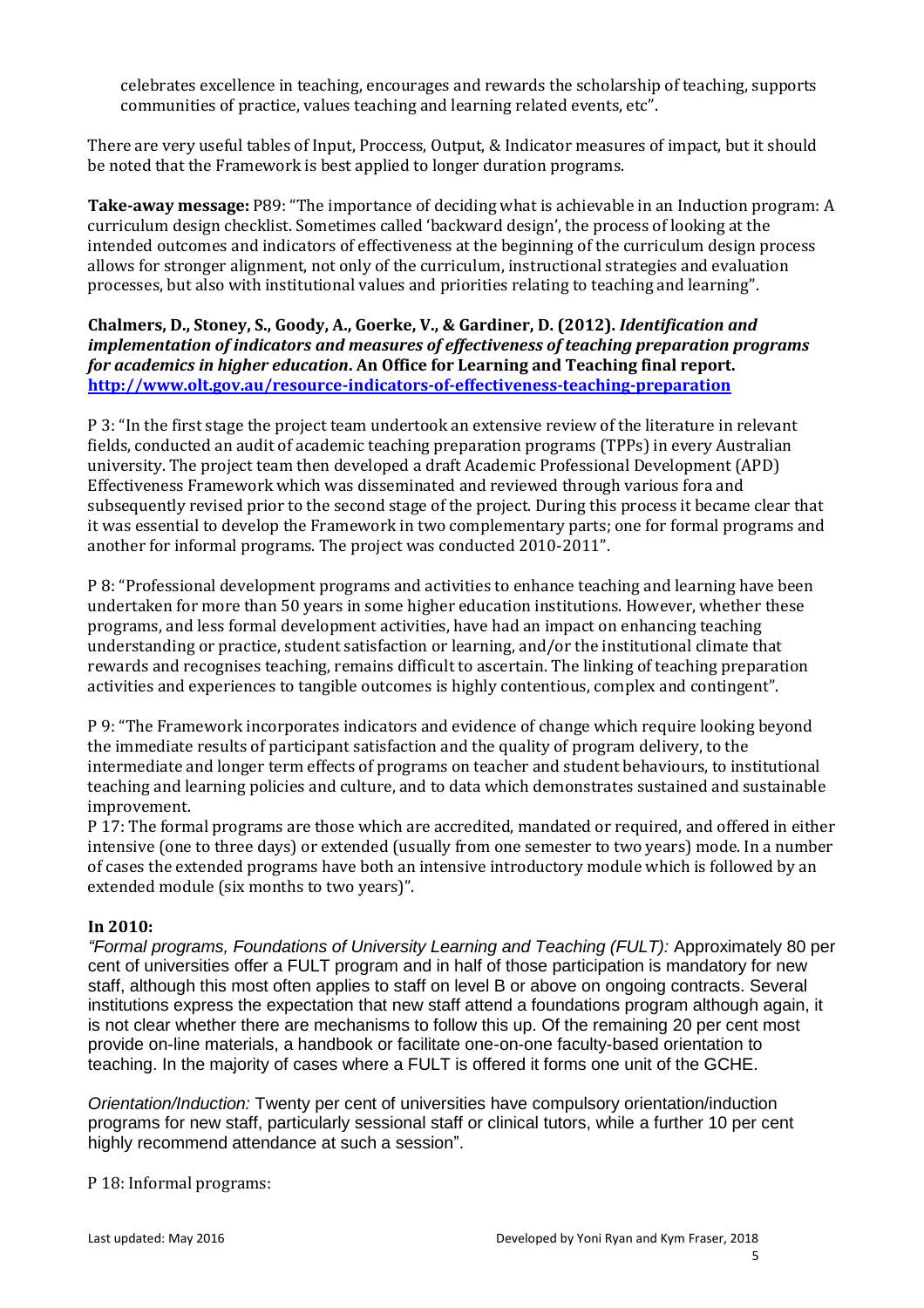celebrates excellence in teaching, encourages and rewards the scholarship of teaching, supports communities of practice, values teaching and learning related events, etc".

There are very useful tables of Input, Proccess, Output, & Indicator measures of impact, but it should be noted that the Framework is best applied to longer duration programs.

**Take-away message:** P89: "The importance of deciding what is achievable in an Induction program: A curriculum design checklist. Sometimes called 'backward design', the process of looking at the intended outcomes and indicators of effectiveness at the beginning of the curriculum design process allows for stronger alignment, not only of the curriculum, instructional strategies and evaluation processes, but also with institutional values and priorities relating to teaching and learning".

**Chalmers, D., Stoney, S., Goody, A., Goerke, V., & Gardiner, D. (2012).** ***Identification and implementation of indicators and measures of effectiveness of teaching preparation programs for academics in higher education*****. An Office for Learning and Teaching final report.** **http://www.olt.gov.au/resource-indicators-of-effectiveness-teaching-preparation**

P 3: "In the first stage the project team undertook an extensive review of the literature in relevant fields, conducted an audit of academic teaching preparation programs (TPPs) in every Australian university. The project team then developed a draft Academic Professional Development (APD) Effectiveness Framework which was disseminated and reviewed through various fora and subsequently revised prior to the second stage of the project. During this process it became clear that it was essential to develop the Framework in two complementary parts; one for formal programs and another for informal programs. The project was conducted 2010-2011".

P 8: "Professional development programs and activities to enhance teaching and learning have been undertaken for more than 50 years in some higher education institutions. However, whether these programs, and less formal development activities, have had an impact on enhancing teaching understanding or practice, student satisfaction or learning, and/or the institutional climate that rewards and recognises teaching, remains difficult to ascertain. The linking of teaching preparation activities and experiences to tangible outcomes is highly contentious, complex and contingent".

P 9: "The Framework incorporates indicators and evidence of change which require looking beyond the immediate results of participant satisfaction and the quality of program delivery, to the intermediate and longer term effects of programs on teacher and student behaviours, to institutional teaching and learning policies and culture, and to data which demonstrates sustained and sustainable improvement.
P 17: The formal programs are those which are accredited, mandated or required, and offered in either intensive (one to three days) or extended (usually from one semester to two years) mode. In a number of cases the extended programs have both an intensive introductory module which is followed by an extended module (six months to two years)".

**In 2010:**

*"Formal programs, Foundations of University Learning and Teaching (FULT):* Approximately 80 per cent of universities offer a FULT program and in half of those participation is mandatory for new staff, although this most often applies to staff on level B or above on ongoing contracts. Several institutions express the expectation that new staff attend a foundations program although again, it is not clear whether there are mechanisms to follow this up. Of the remaining 20 per cent most provide on-line materials, a handbook or facilitate one-on-one faculty-based orientation to teaching. In the majority of cases where a FULT is offered it forms one unit of the GCHE.

*Orientation/Induction:* Twenty per cent of universities have compulsory orientation/induction programs for new staff, particularly sessional staff or clinical tutors, while a further 10 per cent highly recommend attendance at such a session".

P 18: Informal programs: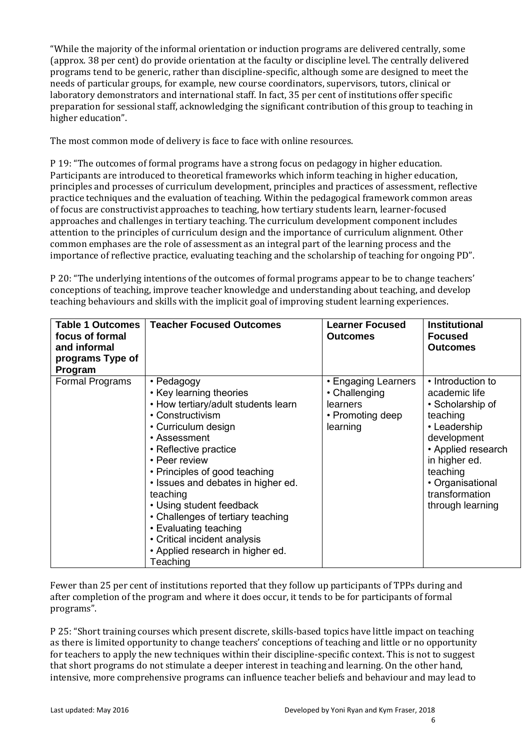"While the majority of the informal orientation or induction programs are delivered centrally, some (approx. 38 per cent) do provide orientation at the faculty or discipline level. The centrally delivered programs tend to be generic, rather than discipline-specific, although some are designed to meet the needs of particular groups, for example, new course coordinators, supervisors, tutors, clinical or laboratory demonstrators and international staff. In fact, 35 per cent of institutions offer specific preparation for sessional staff, acknowledging the significant contribution of this group to teaching in higher education".

The most common mode of delivery is face to face with online resources.

P 19: "The outcomes of formal programs have a strong focus on pedagogy in higher education. Participants are introduced to theoretical frameworks which inform teaching in higher education, principles and processes of curriculum development, principles and practices of assessment, reflective practice techniques and the evaluation of teaching. Within the pedagogical framework common areas of focus are constructivist approaches to teaching, how tertiary students learn, learner-focused approaches and challenges in tertiary teaching. The curriculum development component includes attention to the principles of curriculum design and the importance of curriculum alignment. Other common emphases are the role of assessment as an integral part of the learning process and the importance of reflective practice, evaluating teaching and the scholarship of teaching for ongoing PD".

P 20: "The underlying intentions of the outcomes of formal programs appear to be to change teachers' conceptions of teaching, improve teacher knowledge and understanding about teaching, and develop teaching behaviours and skills with the implicit goal of improving student learning experiences.

| **Table 1 Outcomes focus of formal and informal programs Type of Program** | **Teacher Focused Outcomes** | **Learner Focused Outcomes** | **Institutional Focused Outcomes** |
|---|---|---|---|
| Formal Programs | • Pedagogy<br>• Key learning theories<br>• How tertiary/adult students learn<br>• Constructivism<br>• Curriculum design<br>• Assessment<br>• Reflective practice<br>• Peer review<br>• Principles of good teaching<br>• Issues and debates in higher ed. teaching<br>• Using student feedback<br>• Challenges of tertiary teaching<br>• Evaluating teaching<br>• Critical incident analysis<br>• Applied research in higher ed. Teaching | • Engaging Learners<br>• Challenging learners<br>• Promoting deep learning | • Introduction to academic life<br>• Scholarship of teaching<br>• Leadership development<br>• Applied research in higher ed. teaching<br>• Organisational transformation through learning |

Fewer than 25 per cent of institutions reported that they follow up participants of TPPs during and after completion of the program and where it does occur, it tends to be for participants of formal programs".

P 25: "Short training courses which present discrete, skills-based topics have little impact on teaching as there is limited opportunity to change teachers' conceptions of teaching and little or no opportunity for teachers to apply the new techniques within their discipline-specific context. This is not to suggest that short programs do not stimulate a deeper interest in teaching and learning. On the other hand, intensive, more comprehensive programs can influence teacher beliefs and behaviour and may lead to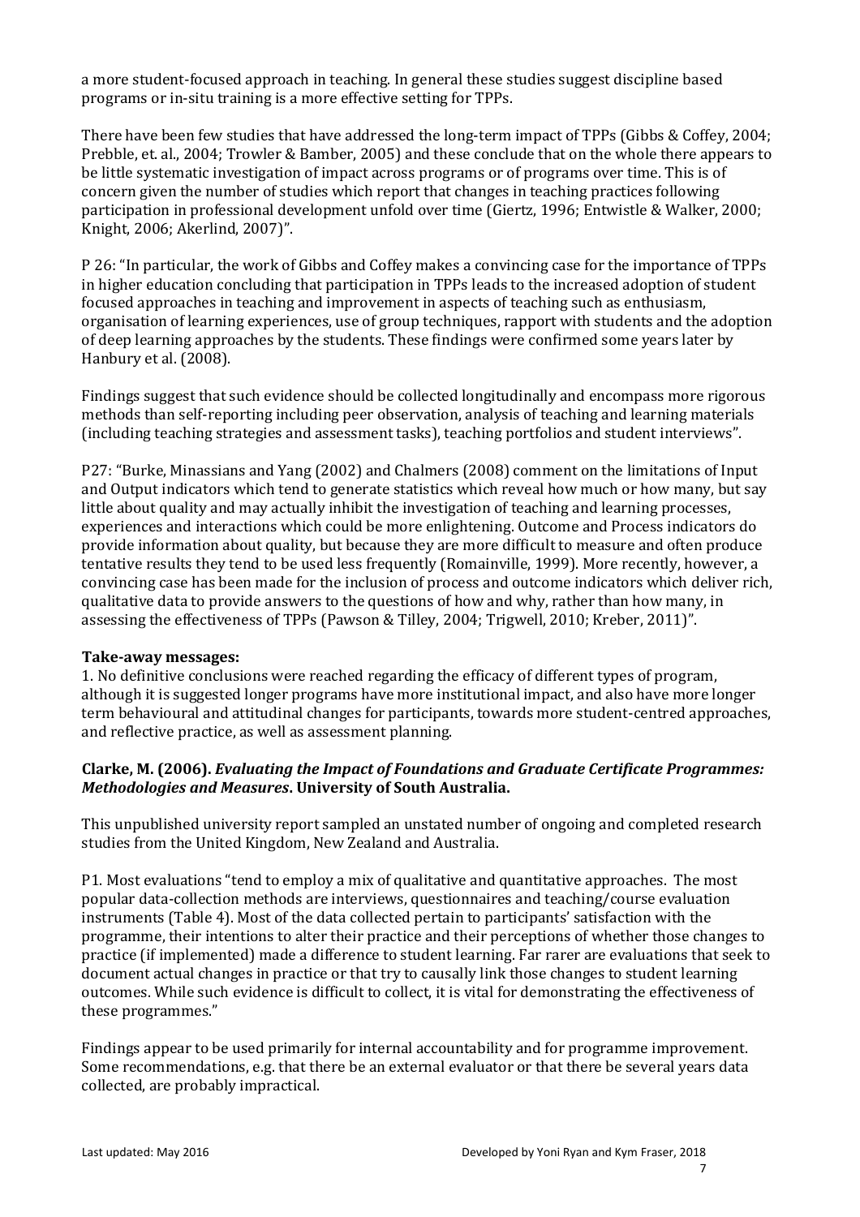a more student-focused approach in teaching. In general these studies suggest discipline based programs or in-situ training is a more effective setting for TPPs.

There have been few studies that have addressed the long-term impact of TPPs (Gibbs & Coffey, 2004; Prebble, et. al., 2004; Trowler & Bamber, 2005) and these conclude that on the whole there appears to be little systematic investigation of impact across programs or of programs over time. This is of concern given the number of studies which report that changes in teaching practices following participation in professional development unfold over time (Giertz, 1996; Entwistle & Walker, 2000; Knight, 2006; Akerlind, 2007)".

P 26: "In particular, the work of Gibbs and Coffey makes a convincing case for the importance of TPPs in higher education concluding that participation in TPPs leads to the increased adoption of student focused approaches in teaching and improvement in aspects of teaching such as enthusiasm, organisation of learning experiences, use of group techniques, rapport with students and the adoption of deep learning approaches by the students. These findings were confirmed some years later by Hanbury et al. (2008).

Findings suggest that such evidence should be collected longitudinally and encompass more rigorous methods than self-reporting including peer observation, analysis of teaching and learning materials (including teaching strategies and assessment tasks), teaching portfolios and student interviews".

P27: "Burke, Minassians and Yang (2002) and Chalmers (2008) comment on the limitations of Input and Output indicators which tend to generate statistics which reveal how much or how many, but say little about quality and may actually inhibit the investigation of teaching and learning processes, experiences and interactions which could be more enlightening. Outcome and Process indicators do provide information about quality, but because they are more difficult to measure and often produce tentative results they tend to be used less frequently (Romainville, 1999). More recently, however, a convincing case has been made for the inclusion of process and outcome indicators which deliver rich, qualitative data to provide answers to the questions of how and why, rather than how many, in assessing the effectiveness of TPPs (Pawson & Tilley, 2004; Trigwell, 2010; Kreber, 2011)".

**Take-away messages:**

1. No definitive conclusions were reached regarding the efficacy of different types of program, although it is suggested longer programs have more institutional impact, and also have more longer term behavioural and attitudinal changes for participants, towards more student-centred approaches, and reflective practice, as well as assessment planning.

**Clarke, M. (2006). *Evaluating the Impact of Foundations and Graduate Certificate Programmes: Methodologies and Measures*. University of South Australia.**

This unpublished university report sampled an unstated number of ongoing and completed research studies from the United Kingdom, New Zealand and Australia.

P1. Most evaluations "tend to employ a mix of qualitative and quantitative approaches. The most popular data-collection methods are interviews, questionnaires and teaching/course evaluation instruments (Table 4). Most of the data collected pertain to participants' satisfaction with the programme, their intentions to alter their practice and their perceptions of whether those changes to practice (if implemented) made a difference to student learning. Far rarer are evaluations that seek to document actual changes in practice or that try to causally link those changes to student learning outcomes. While such evidence is difficult to collect, it is vital for demonstrating the effectiveness of these programmes."

Findings appear to be used primarily for internal accountability and for programme improvement. Some recommendations, e.g. that there be an external evaluator or that there be several years data collected, are probably impractical.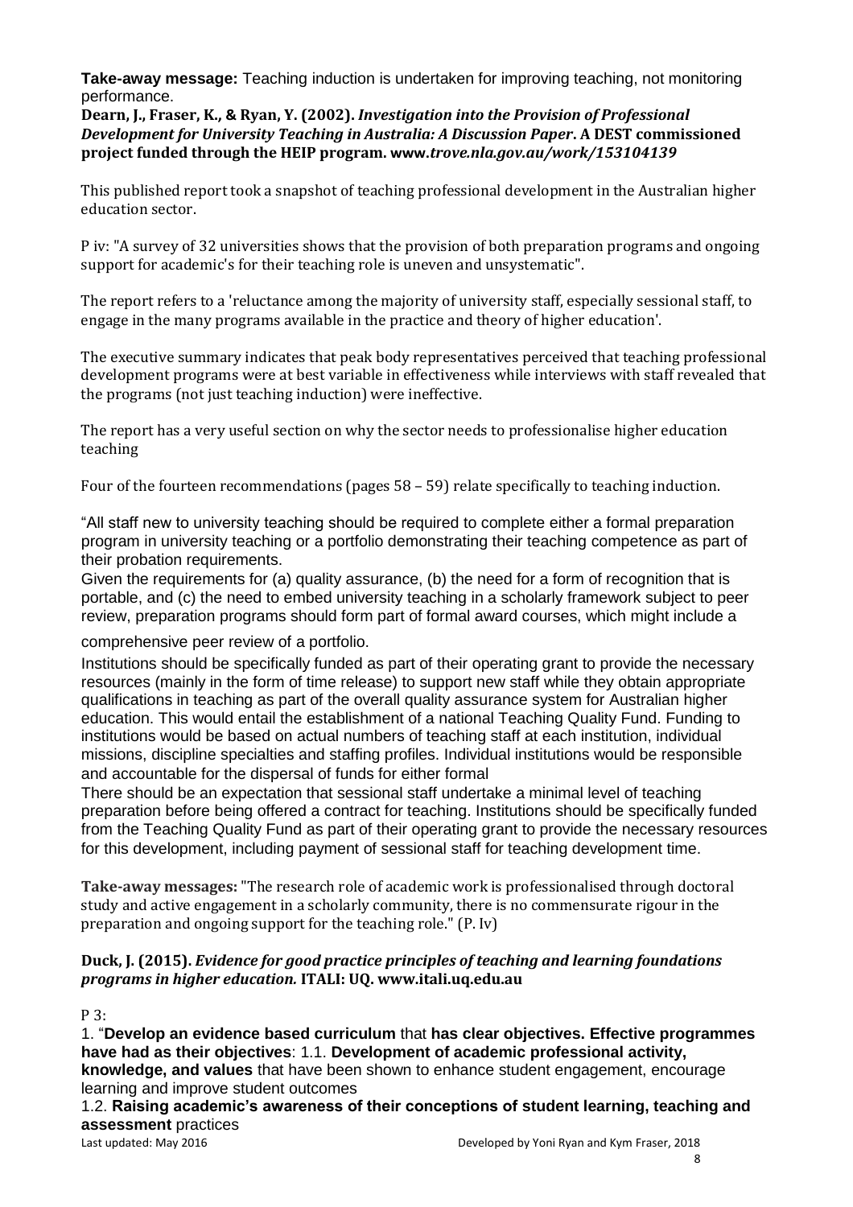**Take-away message:** Teaching induction is undertaken for improving teaching, not monitoring performance.

**Dearn, J., Fraser, K., & Ryan, Y. (2002).** ***Investigation into the Provision of Professional Development for University Teaching in Australia: A Discussion Paper*****. A DEST commissioned project funded through the HEIP program. www.*trove.nla.gov.au/work/153104139***

This published report took a snapshot of teaching professional development in the Australian higher education sector.

P iv: "A survey of 32 universities shows that the provision of both preparation programs and ongoing support for academic's for their teaching role is uneven and unsystematic".

The report refers to a 'reluctance among the majority of university staff, especially sessional staff, to engage in the many programs available in the practice and theory of higher education'.

The executive summary indicates that peak body representatives perceived that teaching professional development programs were at best variable in effectiveness while interviews with staff revealed that the programs (not just teaching induction) were ineffective.

The report has a very useful section on why the sector needs to professionalise higher education teaching

Four of the fourteen recommendations (pages 58 – 59) relate specifically to teaching induction.

"All staff new to university teaching should be required to complete either a formal preparation program in university teaching or a portfolio demonstrating their teaching competence as part of their probation requirements.

Given the requirements for (a) quality assurance, (b) the need for a form of recognition that is portable, and (c) the need to embed university teaching in a scholarly framework subject to peer review, preparation programs should form part of formal award courses, which might include a comprehensive peer review of a portfolio.

Institutions should be specifically funded as part of their operating grant to provide the necessary resources (mainly in the form of time release) to support new staff while they obtain appropriate qualifications in teaching as part of the overall quality assurance system for Australian higher education. This would entail the establishment of a national Teaching Quality Fund. Funding to institutions would be based on actual numbers of teaching staff at each institution, individual missions, discipline specialties and staffing profiles. Individual institutions would be responsible and accountable for the dispersal of funds for either formal

There should be an expectation that sessional staff undertake a minimal level of teaching preparation before being offered a contract for teaching. Institutions should be specifically funded from the Teaching Quality Fund as part of their operating grant to provide the necessary resources for this development, including payment of sessional staff for teaching development time.

**Take-away messages:** "The research role of academic work is professionalised through doctoral study and active engagement in a scholarly community, there is no commensurate rigour in the preparation and ongoing support for the teaching role." (P. Iv)

**Duck, J. (2015).** ***Evidence for good practice principles of teaching and learning foundations programs in higher education.*** **ITALI: UQ. www.itali.uq.edu.au**

P 3:

1. "**Develop an evidence based curriculum** that **has clear objectives. Effective programmes have had as their objectives**: 1.1. **Development of academic professional activity, knowledge, and values** that have been shown to enhance student engagement, encourage learning and improve student outcomes

1.2. **Raising academic's awareness of their conceptions of student learning, teaching and assessment** practices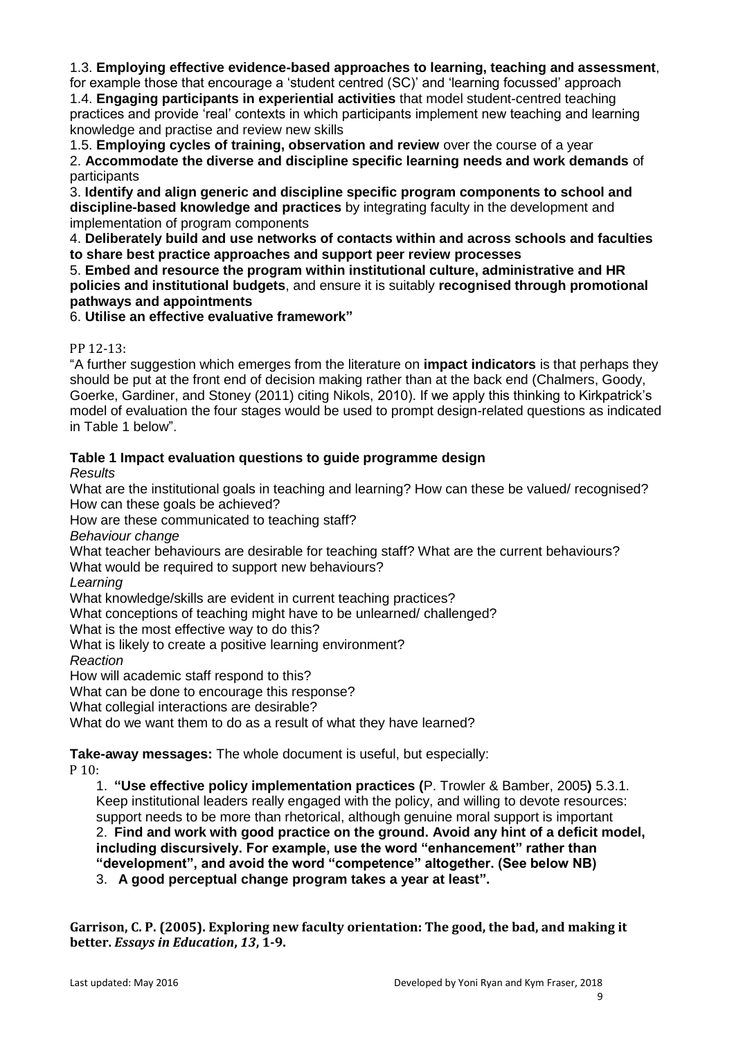1.3. **Employing effective evidence-based approaches to learning, teaching and assessment**, for example those that encourage a 'student centred (SC)' and 'learning focussed' approach
1.4. **Engaging participants in experiential activities** that model student-centred teaching practices and provide 'real' contexts in which participants implement new teaching and learning knowledge and practise and review new skills
1.5. **Employing cycles of training, observation and review** over the course of a year
2. **Accommodate the diverse and discipline specific learning needs and work demands** of participants
3. **Identify and align generic and discipline specific program components to school and discipline-based knowledge and practices** by integrating faculty in the development and implementation of program components
4. **Deliberately build and use networks of contacts within and across schools and faculties to share best practice approaches and support peer review processes**
5. **Embed and resource the program within institutional culture, administrative and HR policies and institutional budgets**, and ensure it is suitably **recognised through promotional pathways and appointments**
6. **Utilise an effective evaluative framework"**

PP 12-13:

"A further suggestion which emerges from the literature on **impact indicators** is that perhaps they should be put at the front end of decision making rather than at the back end (Chalmers, Goody, Goerke, Gardiner, and Stoney (2011) citing Nikols, 2010). If we apply this thinking to Kirkpatrick's model of evaluation the four stages would be used to prompt design-related questions as indicated in Table 1 below".

**Table 1 Impact evaluation questions to guide programme design**

*Results*

What are the institutional goals in teaching and learning? How can these be valued/ recognised? How can these goals be achieved?

How are these communicated to teaching staff?

*Behaviour change*

What teacher behaviours are desirable for teaching staff? What are the current behaviours? What would be required to support new behaviours?

*Learning*

What knowledge/skills are evident in current teaching practices?

What conceptions of teaching might have to be unlearned/ challenged?

What is the most effective way to do this?

What is likely to create a positive learning environment?

*Reaction*

How will academic staff respond to this?

What can be done to encourage this response?

What collegial interactions are desirable?

What do we want them to do as a result of what they have learned?

**Take-away messages:** The whole document is useful, but especially:

P 10:

1. **"Use effective policy implementation practices (**P. Trowler & Bamber, 2005**)** 5.3.1. Keep institutional leaders really engaged with the policy, and willing to devote resources: support needs to be more than rhetorical, although genuine moral support is important
2. **Find and work with good practice on the ground. Avoid any hint of a deficit model, including discursively. For example, use the word "enhancement" rather than "development", and avoid the word "competence" altogether. (See below NB)**
3. **A good perceptual change program takes a year at least".**

**Garrison, C. P. (2005). Exploring new faculty orientation: The good, the bad, and making it better. *Essays in Education*, *13*, 1-9.**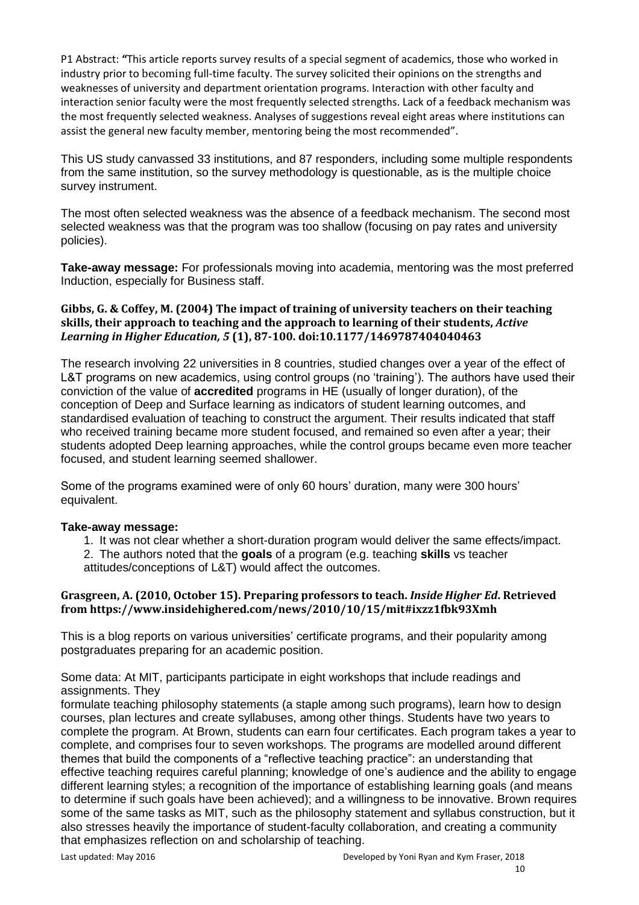P1 Abstract: **"**This article reports survey results of a special segment of academics, those who worked in industry prior to becoming full-time faculty. The survey solicited their opinions on the strengths and weaknesses of university and department orientation programs. Interaction with other faculty and interaction senior faculty were the most frequently selected strengths. Lack of a feedback mechanism was the most frequently selected weakness. Analyses of suggestions reveal eight areas where institutions can assist the general new faculty member, mentoring being the most recommended".

This US study canvassed 33 institutions, and 87 responders, including some multiple respondents from the same institution, so the survey methodology is questionable, as is the multiple choice survey instrument.

The most often selected weakness was the absence of a feedback mechanism. The second most selected weakness was that the program was too shallow (focusing on pay rates and university policies).

**Take-away message:** For professionals moving into academia, mentoring was the most preferred Induction, especially for Business staff.

**Gibbs, G. & Coffey, M. (2004) The impact of training of university teachers on their teaching skills, their approach to teaching and the approach to learning of their students, *Active Learning in Higher Education, 5* (1), 87-100. doi:10.1177/1469787404040463**

The research involving 22 universities in 8 countries, studied changes over a year of the effect of L&T programs on new academics, using control groups (no 'training'). The authors have used their conviction of the value of **accredited** programs in HE (usually of longer duration), of the conception of Deep and Surface learning as indicators of student learning outcomes, and standardised evaluation of teaching to construct the argument. Their results indicated that staff who received training became more student focused, and remained so even after a year; their students adopted Deep learning approaches, while the control groups became even more teacher focused, and student learning seemed shallower.

Some of the programs examined were of only 60 hours' duration, many were 300 hours' equivalent.

**Take-away message:**

1. It was not clear whether a short-duration program would deliver the same effects/impact.
2. The authors noted that the **goals** of a program (e.g. teaching **skills** vs teacher attitudes/conceptions of L&T) would affect the outcomes.

**Grasgreen, A. (2010, October 15). Preparing professors to teach. *Inside Higher Ed*. Retrieved from https://www.insidehighered.com/news/2010/10/15/mit#ixzz1fbk93Xmh**

This is a blog reports on various universities' certificate programs, and their popularity among postgraduates preparing for an academic position.

Some data: At MIT, participants participate in eight workshops that include readings and assignments. They
formulate teaching philosophy statements (a staple among such programs), learn how to design courses, plan lectures and create syllabuses, among other things. Students have two years to complete the program. At Brown, students can earn four certificates. Each program takes a year to complete, and comprises four to seven workshops. The programs are modelled around different themes that build the components of a "reflective teaching practice": an understanding that effective teaching requires careful planning; knowledge of one's audience and the ability to engage different learning styles; a recognition of the importance of establishing learning goals (and means to determine if such goals have been achieved); and a willingness to be innovative. Brown requires some of the same tasks as MIT, such as the philosophy statement and syllabus construction, but it also stresses heavily the importance of student-faculty collaboration, and creating a community that emphasizes reflection on and scholarship of teaching.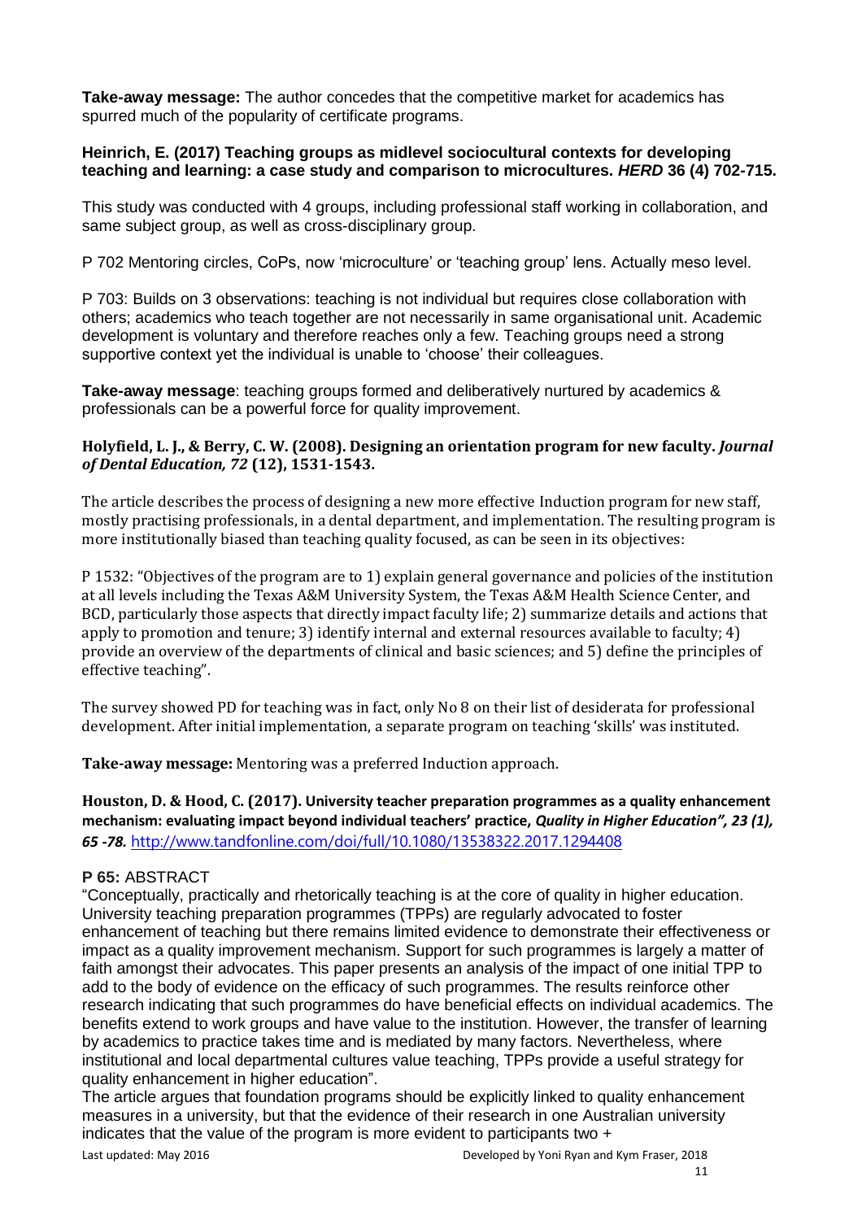**Take-away message:** The author concedes that the competitive market for academics has spurred much of the popularity of certificate programs.

**Heinrich, E. (2017) Teaching groups as midlevel sociocultural contexts for developing teaching and learning: a case study and comparison to microcultures. *HERD* 36 (4) 702-715.**

This study was conducted with 4 groups, including professional staff working in collaboration, and same subject group, as well as cross-disciplinary group.

P 702 Mentoring circles, CoPs, now 'microculture' or 'teaching group' lens. Actually meso level.

P 703: Builds on 3 observations: teaching is not individual but requires close collaboration with others; academics who teach together are not necessarily in same organisational unit. Academic development is voluntary and therefore reaches only a few. Teaching groups need a strong supportive context yet the individual is unable to 'choose' their colleagues.

**Take-away message**: teaching groups formed and deliberatively nurtured by academics & professionals can be a powerful force for quality improvement.

**Holyfield, L. J., & Berry, C. W. (2008). Designing an orientation program for new faculty. *Journal of Dental Education, 72* (12), 1531-1543.**

The article describes the process of designing a new more effective Induction program for new staff, mostly practising professionals, in a dental department, and implementation. The resulting program is more institutionally biased than teaching quality focused, as can be seen in its objectives:

P 1532: "Objectives of the program are to 1) explain general governance and policies of the institution at all levels including the Texas A&M University System, the Texas A&M Health Science Center, and BCD, particularly those aspects that directly impact faculty life; 2) summarize details and actions that apply to promotion and tenure; 3) identify internal and external resources available to faculty; 4) provide an overview of the departments of clinical and basic sciences; and 5) define the principles of effective teaching".

The survey showed PD for teaching was in fact, only No 8 on their list of desiderata for professional development. After initial implementation, a separate program on teaching 'skills' was instituted.

**Take-away message:** Mentoring was a preferred Induction approach.

**Houston, D. & Hood, C. (2017). University teacher preparation programmes as a quality enhancement mechanism: evaluating impact beyond individual teachers' practice, *Quality in Higher Education", 23 (1), 65 -78.*** http://www.tandfonline.com/doi/full/10.1080/13538322.2017.1294408

**P 65:** ABSTRACT

"Conceptually, practically and rhetorically teaching is at the core of quality in higher education. University teaching preparation programmes (TPPs) are regularly advocated to foster enhancement of teaching but there remains limited evidence to demonstrate their effectiveness or impact as a quality improvement mechanism. Support for such programmes is largely a matter of faith amongst their advocates. This paper presents an analysis of the impact of one initial TPP to add to the body of evidence on the efficacy of such programmes. The results reinforce other research indicating that such programmes do have beneficial effects on individual academics. The benefits extend to work groups and have value to the institution. However, the transfer of learning by academics to practice takes time and is mediated by many factors. Nevertheless, where institutional and local departmental cultures value teaching, TPPs provide a useful strategy for quality enhancement in higher education".

The article argues that foundation programs should be explicitly linked to quality enhancement measures in a university, but that the evidence of their research in one Australian university indicates that the value of the program is more evident to participants two +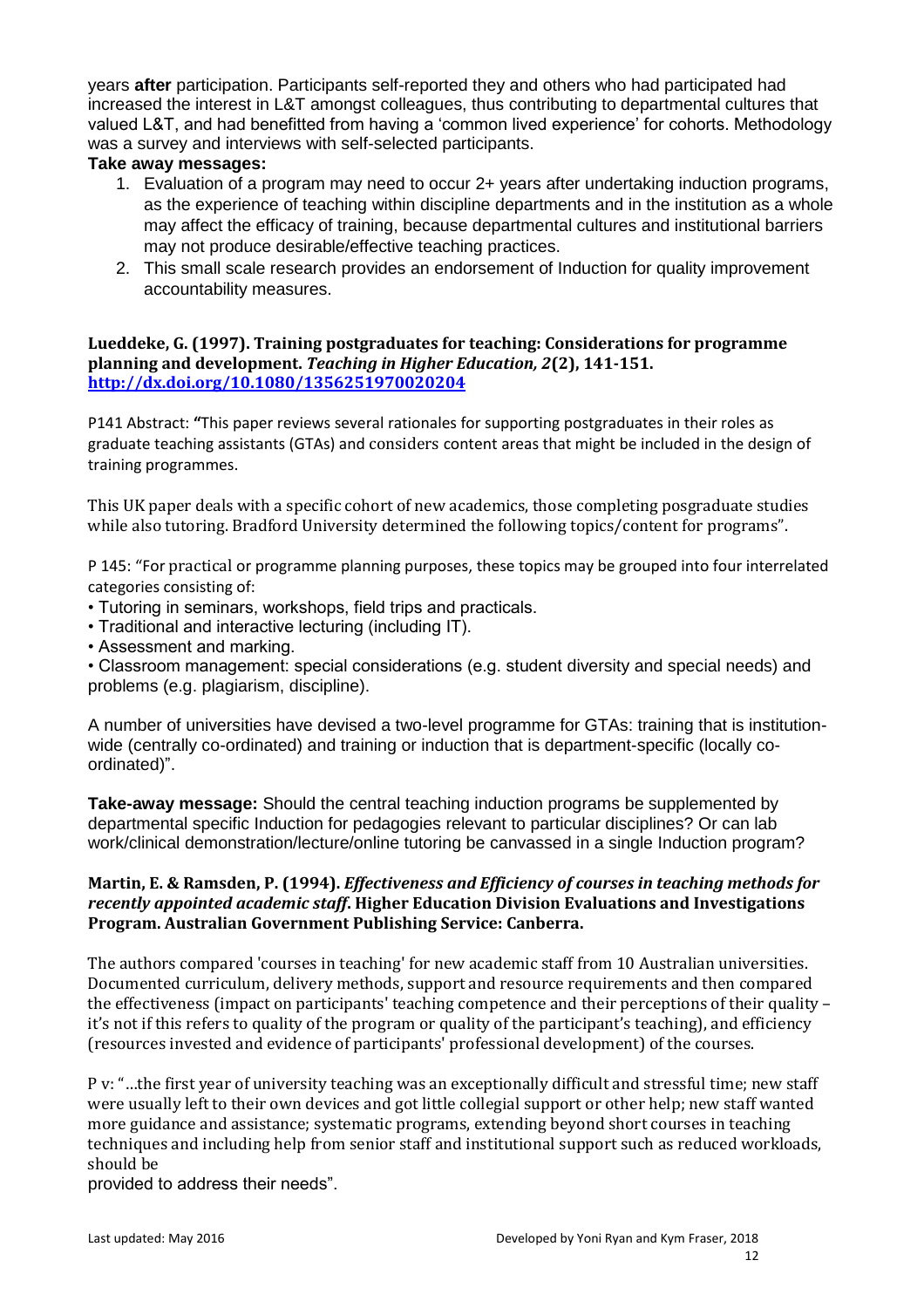years **after** participation. Participants self-reported they and others who had participated had increased the interest in L&T amongst colleagues, thus contributing to departmental cultures that valued L&T, and had benefitted from having a 'common lived experience' for cohorts. Methodology was a survey and interviews with self-selected participants.

**Take away messages:**

1. Evaluation of a program may need to occur 2+ years after undertaking induction programs, as the experience of teaching within discipline departments and in the institution as a whole may affect the efficacy of training, because departmental cultures and institutional barriers may not produce desirable/effective teaching practices.
2. This small scale research provides an endorsement of Induction for quality improvement accountability measures.

**Lueddeke, G. (1997). Training postgraduates for teaching: Considerations for programme planning and development. *Teaching in Higher Education, 2*(2), 141-151. http://dx.doi.org/10.1080/1356251970020204**

P141 Abstract: **"**This paper reviews several rationales for supporting postgraduates in their roles as graduate teaching assistants (GTAs) and considers content areas that might be included in the design of training programmes.

This UK paper deals with a specific cohort of new academics, those completing posgraduate studies while also tutoring. Bradford University determined the following topics/content for programs".

P 145: "For practical or programme planning purposes, these topics may be grouped into four interrelated categories consisting of:

- Tutoring in seminars, workshops, field trips and practicals.
- Traditional and interactive lecturing (including IT).
- Assessment and marking.
- Classroom management: special considerations (e.g. student diversity and special needs) and problems (e.g. plagiarism, discipline).

A number of universities have devised a two-level programme for GTAs: training that is institution-wide (centrally co-ordinated) and training or induction that is department-specific (locally co-ordinated)".

**Take-away message:** Should the central teaching induction programs be supplemented by departmental specific Induction for pedagogies relevant to particular disciplines? Or can lab work/clinical demonstration/lecture/online tutoring be canvassed in a single Induction program?

**Martin, E. & Ramsden, P. (1994). *Effectiveness and Efficiency of courses in teaching methods for recently appointed academic staff*. Higher Education Division Evaluations and Investigations Program. Australian Government Publishing Service: Canberra.**

The authors compared 'courses in teaching' for new academic staff from 10 Australian universities. Documented curriculum, delivery methods, support and resource requirements and then compared the effectiveness (impact on participants' teaching competence and their perceptions of their quality – it's not if this refers to quality of the program or quality of the participant's teaching), and efficiency (resources invested and evidence of participants' professional development) of the courses.

P v: "…the first year of university teaching was an exceptionally difficult and stressful time; new staff were usually left to their own devices and got little collegial support or other help; new staff wanted more guidance and assistance; systematic programs, extending beyond short courses in teaching techniques and including help from senior staff and institutional support such as reduced workloads, should be provided to address their needs".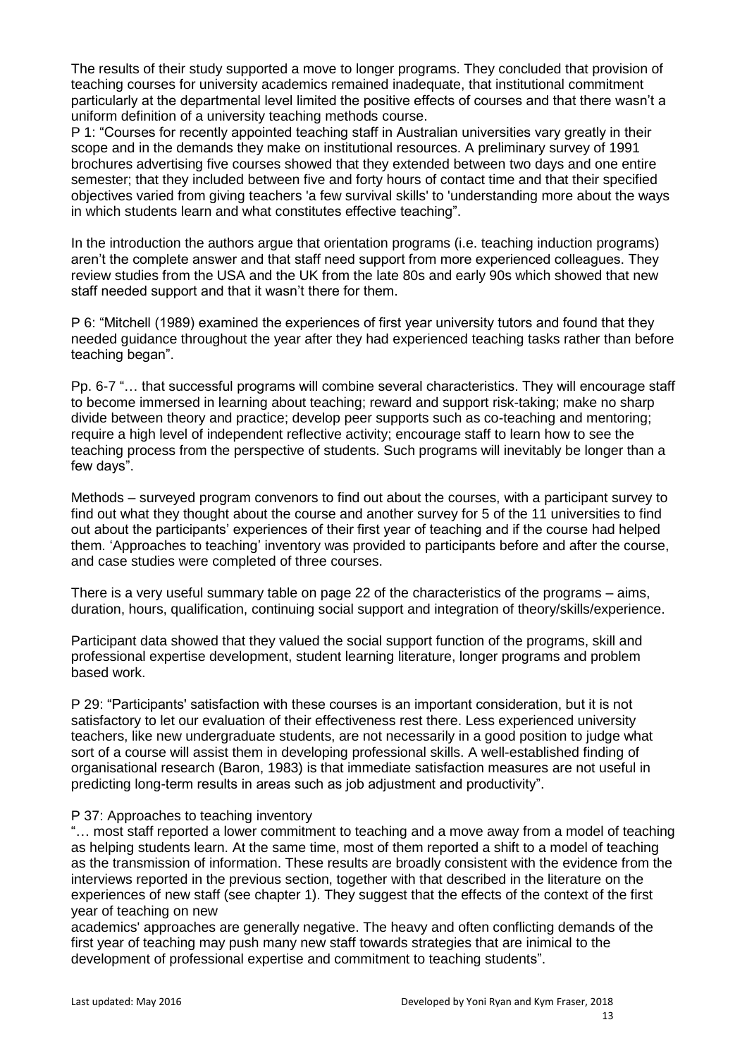The results of their study supported a move to longer programs. They concluded that provision of teaching courses for university academics remained inadequate, that institutional commitment particularly at the departmental level limited the positive effects of courses and that there wasn't a uniform definition of a university teaching methods course.

P 1: "Courses for recently appointed teaching staff in Australian universities vary greatly in their scope and in the demands they make on institutional resources. A preliminary survey of 1991 brochures advertising five courses showed that they extended between two days and one entire semester; that they included between five and forty hours of contact time and that their specified objectives varied from giving teachers 'a few survival skills' to 'understanding more about the ways in which students learn and what constitutes effective teaching".

In the introduction the authors argue that orientation programs (i.e. teaching induction programs) aren't the complete answer and that staff need support from more experienced colleagues. They review studies from the USA and the UK from the late 80s and early 90s which showed that new staff needed support and that it wasn't there for them.

P 6: "Mitchell (1989) examined the experiences of first year university tutors and found that they needed guidance throughout the year after they had experienced teaching tasks rather than before teaching began".

Pp. 6-7 "… that successful programs will combine several characteristics. They will encourage staff to become immersed in learning about teaching; reward and support risk-taking; make no sharp divide between theory and practice; develop peer supports such as co-teaching and mentoring; require a high level of independent reflective activity; encourage staff to learn how to see the teaching process from the perspective of students. Such programs will inevitably be longer than a few days".

Methods – surveyed program convenors to find out about the courses, with a participant survey to find out what they thought about the course and another survey for 5 of the 11 universities to find out about the participants' experiences of their first year of teaching and if the course had helped them. 'Approaches to teaching' inventory was provided to participants before and after the course, and case studies were completed of three courses.

There is a very useful summary table on page 22 of the characteristics of the programs – aims, duration, hours, qualification, continuing social support and integration of theory/skills/experience.

Participant data showed that they valued the social support function of the programs, skill and professional expertise development, student learning literature, longer programs and problem based work.

P 29: "Participants' satisfaction with these courses is an important consideration, but it is not satisfactory to let our evaluation of their effectiveness rest there. Less experienced university teachers, like new undergraduate students, are not necessarily in a good position to judge what sort of a course will assist them in developing professional skills. A well-established finding of organisational research (Baron, 1983) is that immediate satisfaction measures are not useful in predicting long-term results in areas such as job adjustment and productivity".

P 37: Approaches to teaching inventory

"… most staff reported a lower commitment to teaching and a move away from a model of teaching as helping students learn. At the same time, most of them reported a shift to a model of teaching as the transmission of information. These results are broadly consistent with the evidence from the interviews reported in the previous section, together with that described in the literature on the experiences of new staff (see chapter 1). They suggest that the effects of the context of the first year of teaching on new academics' approaches are generally negative. The heavy and often conflicting demands of the first year of teaching may push many new staff towards strategies that are inimical to the development of professional expertise and commitment to teaching students".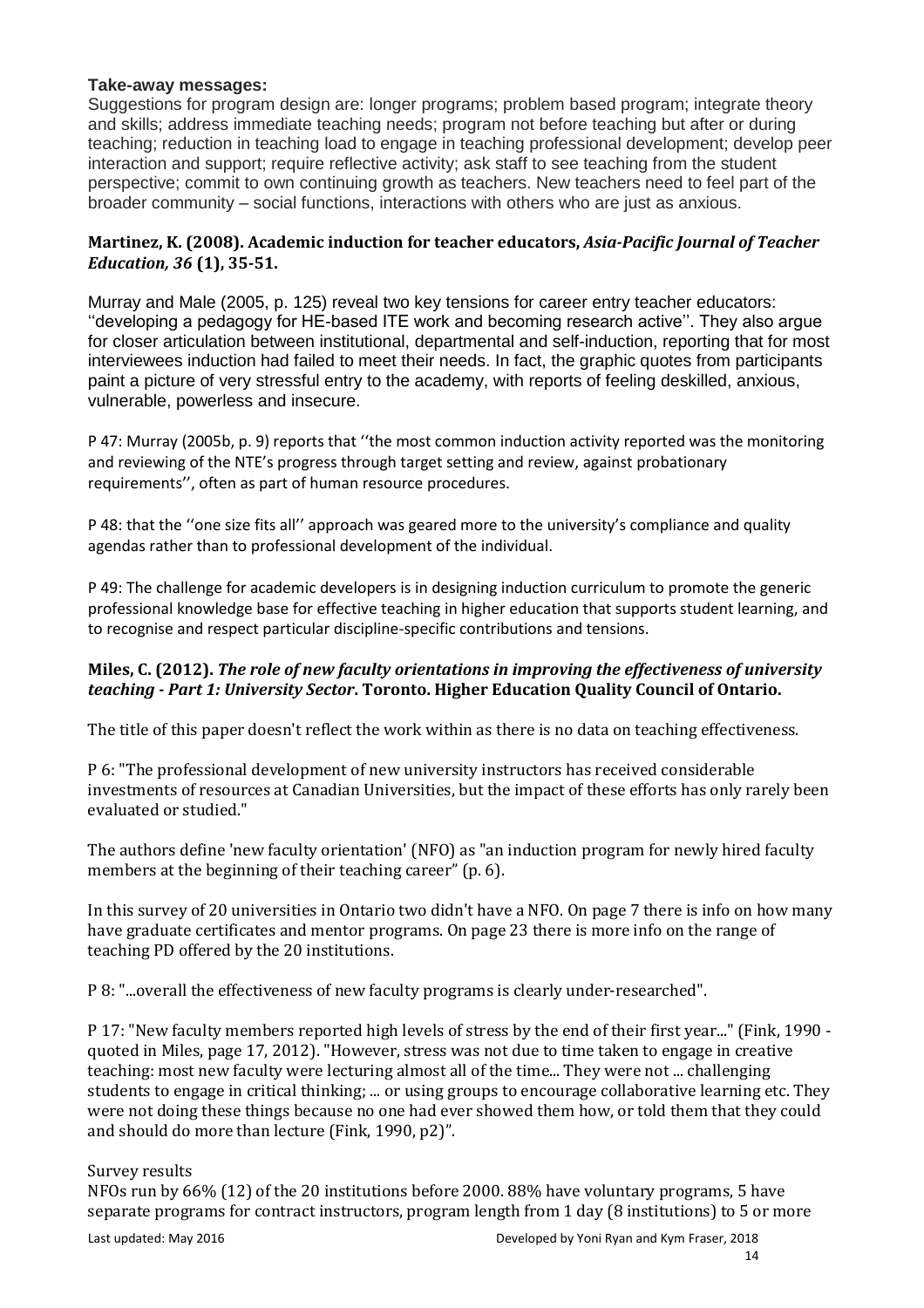**Take-away messages:**

Suggestions for program design are: longer programs; problem based program; integrate theory and skills; address immediate teaching needs; program not before teaching but after or during teaching; reduction in teaching load to engage in teaching professional development; develop peer interaction and support; require reflective activity; ask staff to see teaching from the student perspective; commit to own continuing growth as teachers. New teachers need to feel part of the broader community – social functions, interactions with others who are just as anxious.

**Martinez, K. (2008). Academic induction for teacher educators, *Asia-Pacific Journal of Teacher Education, 36* (1), 35-51.**

Murray and Male (2005, p. 125) reveal two key tensions for career entry teacher educators: ''developing a pedagogy for HE-based ITE work and becoming research active''. They also argue for closer articulation between institutional, departmental and self-induction, reporting that for most interviewees induction had failed to meet their needs. In fact, the graphic quotes from participants paint a picture of very stressful entry to the academy, with reports of feeling deskilled, anxious, vulnerable, powerless and insecure.

P 47: Murray (2005b, p. 9) reports that ''the most common induction activity reported was the monitoring and reviewing of the NTE's progress through target setting and review, against probationary requirements'', often as part of human resource procedures.

P 48: that the ''one size fits all'' approach was geared more to the university's compliance and quality agendas rather than to professional development of the individual.

P 49: The challenge for academic developers is in designing induction curriculum to promote the generic professional knowledge base for effective teaching in higher education that supports student learning, and to recognise and respect particular discipline-specific contributions and tensions.

**Miles, C. (2012). *The role of new faculty orientations in improving the effectiveness of university teaching - Part 1: University Sector*. Toronto. Higher Education Quality Council of Ontario.**

The title of this paper doesn't reflect the work within as there is no data on teaching effectiveness.

P 6: "The professional development of new university instructors has received considerable investments of resources at Canadian Universities, but the impact of these efforts has only rarely been evaluated or studied."

The authors define 'new faculty orientation' (NFO) as "an induction program for newly hired faculty members at the beginning of their teaching career" (p. 6).

In this survey of 20 universities in Ontario two didn't have a NFO. On page 7 there is info on how many have graduate certificates and mentor programs. On page 23 there is more info on the range of teaching PD offered by the 20 institutions.

P 8: "...overall the effectiveness of new faculty programs is clearly under-researched".

P 17: "New faculty members reported high levels of stress by the end of their first year..." (Fink, 1990 - quoted in Miles, page 17, 2012). "However, stress was not due to time taken to engage in creative teaching: most new faculty were lecturing almost all of the time... They were not ... challenging students to engage in critical thinking; ... or using groups to encourage collaborative learning etc. They were not doing these things because no one had ever showed them how, or told them that they could and should do more than lecture (Fink, 1990, p2)".

Survey results

NFOs run by 66% (12) of the 20 institutions before 2000. 88% have voluntary programs, 5 have separate programs for contract instructors, program length from 1 day (8 institutions) to 5 or more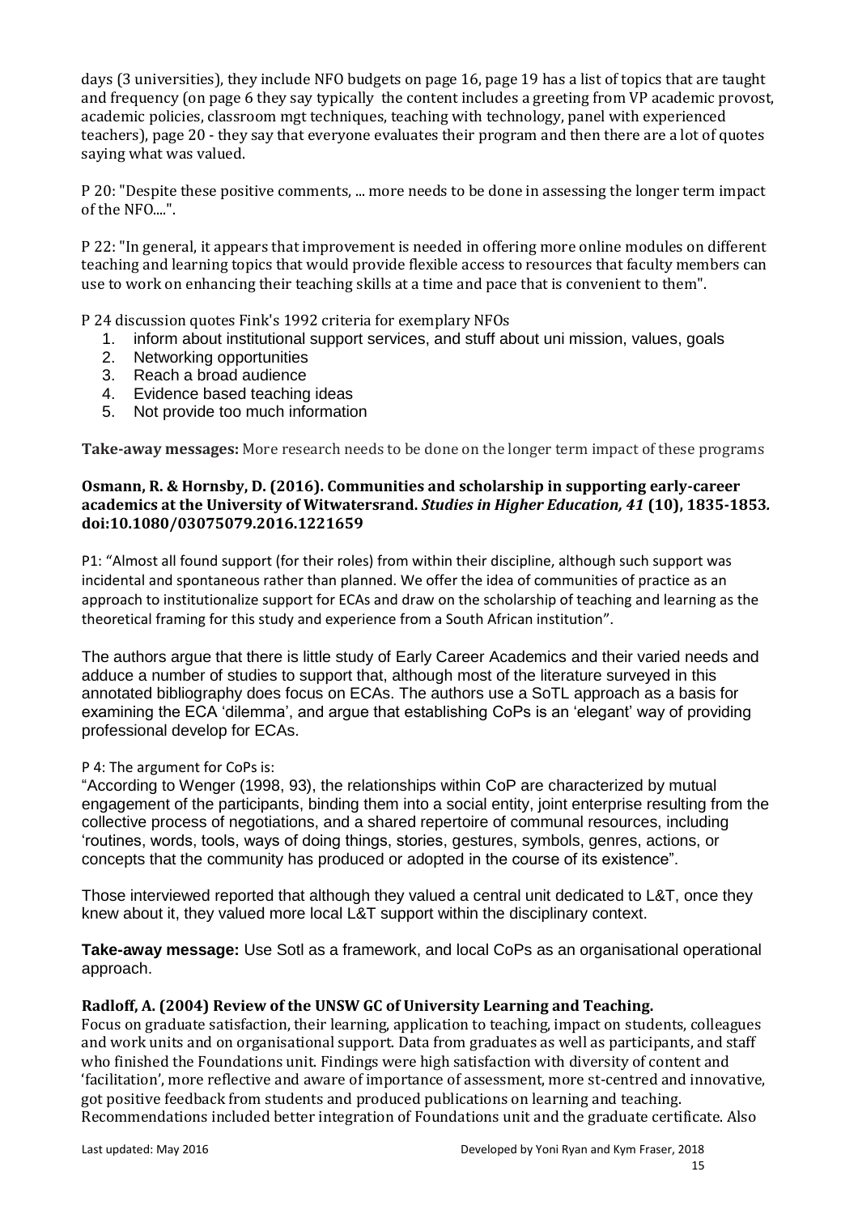days (3 universities), they include NFO budgets on page 16, page 19 has a list of topics that are taught and frequency (on page 6 they say typically  the content includes a greeting from VP academic provost, academic policies, classroom mgt techniques, teaching with technology, panel with experienced teachers), page 20 - they say that everyone evaluates their program and then there are a lot of quotes saying what was valued.

P 20: "Despite these positive comments, ... more needs to be done in assessing the longer term impact of the NFO....".

P 22: "In general, it appears that improvement is needed in offering more online modules on different teaching and learning topics that would provide flexible access to resources that faculty members can use to work on enhancing their teaching skills at a time and pace that is convenient to them".

P 24 discussion quotes Fink's 1992 criteria for exemplary NFOs

1. inform about institutional support services, and stuff about uni mission, values, goals
2. Networking opportunities
3. Reach a broad audience
4. Evidence based teaching ideas
5. Not provide too much information

**Take-away messages:** More research needs to be done on the longer term impact of these programs

**Osmann, R. & Hornsby, D. (2016). Communities and scholarship in supporting early-career academics at the University of Witwatersrand. *Studies in Higher Education, 41* (10), 1835-1853. doi:10.1080/03075079.2016.1221659**

P1: "Almost all found support (for their roles) from within their discipline, although such support was incidental and spontaneous rather than planned. We offer the idea of communities of practice as an approach to institutionalize support for ECAs and draw on the scholarship of teaching and learning as the theoretical framing for this study and experience from a South African institution".

The authors argue that there is little study of Early Career Academics and their varied needs and adduce a number of studies to support that, although most of the literature surveyed in this annotated bibliography does focus on ECAs. The authors use a SoTL approach as a basis for examining the ECA 'dilemma', and argue that establishing CoPs is an 'elegant' way of providing professional develop for ECAs.

P 4: The argument for CoPs is:

"According to Wenger (1998, 93), the relationships within CoP are characterized by mutual engagement of the participants, binding them into a social entity, joint enterprise resulting from the collective process of negotiations, and a shared repertoire of communal resources, including 'routines, words, tools, ways of doing things, stories, gestures, symbols, genres, actions, or concepts that the community has produced or adopted in the course of its existence".

Those interviewed reported that although they valued a central unit dedicated to L&T, once they knew about it, they valued more local L&T support within the disciplinary context.

**Take-away message:** Use Sotl as a framework, and local CoPs as an organisational operational approach.

**Radloff, A. (2004) Review of the UNSW GC of University Learning and Teaching.**

Focus on graduate satisfaction, their learning, application to teaching, impact on students, colleagues and work units and on organisational support. Data from graduates as well as participants, and staff who finished the Foundations unit. Findings were high satisfaction with diversity of content and 'facilitation', more reflective and aware of importance of assessment, more st-centred and innovative, got positive feedback from students and produced publications on learning and teaching. Recommendations included better integration of Foundations unit and the graduate certificate. Also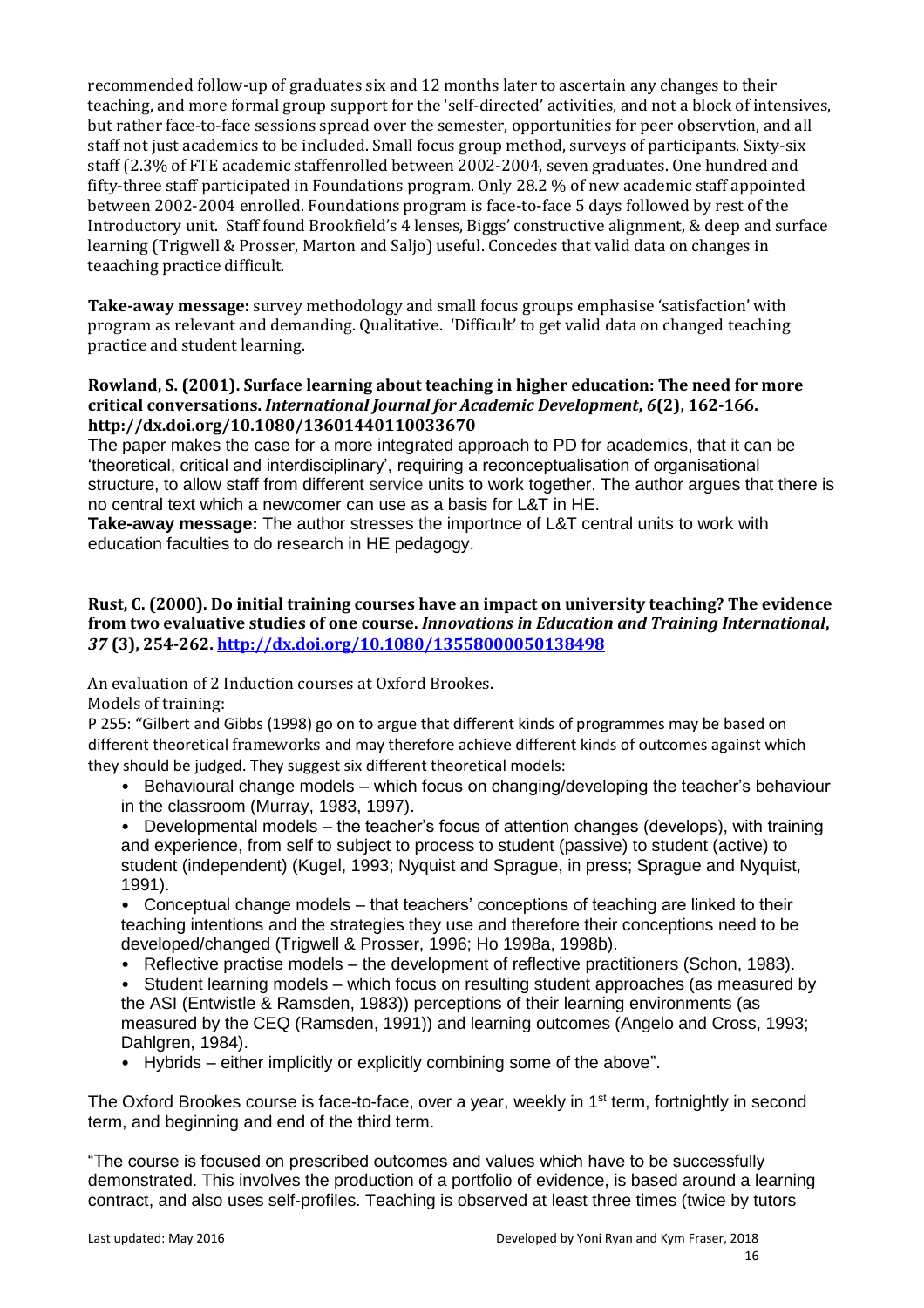recommended follow-up of graduates six and 12 months later to ascertain any changes to their teaching, and more formal group support for the 'self-directed' activities, and not a block of intensives, but rather face-to-face sessions spread over the semester, opportunities for peer observtion, and all staff not just academics to be included. Small focus group method, surveys of participants. Sixty-six staff (2.3% of FTE academic staffenrolled between 2002-2004, seven graduates. One hundred and fifty-three staff participated in Foundations program. Only 28.2 % of new academic staff appointed between 2002-2004 enrolled. Foundations program is face-to-face 5 days followed by rest of the Introductory unit. Staff found Brookfield's 4 lenses, Biggs' constructive alignment, & deep and surface learning (Trigwell & Prosser, Marton and Saljo) useful. Concedes that valid data on changes in teaaching practice difficult.

**Take-away message:** survey methodology and small focus groups emphasise 'satisfaction' with program as relevant and demanding. Qualitative. 'Difficult' to get valid data on changed teaching practice and student learning.

**Rowland, S. (2001). Surface learning about teaching in higher education: The need for more critical conversations. *International Journal for Academic Development*, *6*(2), 162-166. http://dx.doi.org/10.1080/13601440110033670**

The paper makes the case for a more integrated approach to PD for academics, that it can be 'theoretical, critical and interdisciplinary', requiring a reconceptualisation of organisational structure, to allow staff from different service units to work together. The author argues that there is no central text which a newcomer can use as a basis for L&T in HE.

**Take-away message:** The author stresses the importnce of L&T central units to work with education faculties to do research in HE pedagogy.

**Rust, C. (2000). Do initial training courses have an impact on university teaching? The evidence from two evaluative studies of one course. *Innovations in Education and Training International*, *37* (3), 254-262. http://dx.doi.org/10.1080/13558000050138498**

An evaluation of 2 Induction courses at Oxford Brookes.

Models of training:

P 255: "Gilbert and Gibbs (1998) go on to argue that different kinds of programmes may be based on different theoretical frameworks and may therefore achieve different kinds of outcomes against which they should be judged. They suggest six different theoretical models:

- Behavioural change models – which focus on changing/developing the teacher's behaviour in the classroom (Murray, 1983, 1997).
- Developmental models – the teacher's focus of attention changes (develops), with training and experience, from self to subject to process to student (passive) to student (active) to student (independent) (Kugel, 1993; Nyquist and Sprague, in press; Sprague and Nyquist, 1991).
- Conceptual change models – that teachers' conceptions of teaching are linked to their teaching intentions and the strategies they use and therefore their conceptions need to be developed/changed (Trigwell & Prosser, 1996; Ho 1998a, 1998b).
- Reflective practise models – the development of reflective practitioners (Schon, 1983).
- Student learning models – which focus on resulting student approaches (as measured by the ASI (Entwistle & Ramsden, 1983)) perceptions of their learning environments (as measured by the CEQ (Ramsden, 1991)) and learning outcomes (Angelo and Cross, 1993; Dahlgren, 1984).
- Hybrids – either implicitly or explicitly combining some of the above".

The Oxford Brookes course is face-to-face, over a year, weekly in 1st term, fortnightly in second term, and beginning and end of the third term.

"The course is focused on prescribed outcomes and values which have to be successfully demonstrated. This involves the production of a portfolio of evidence, is based around a learning contract, and also uses self-profiles. Teaching is observed at least three times (twice by tutors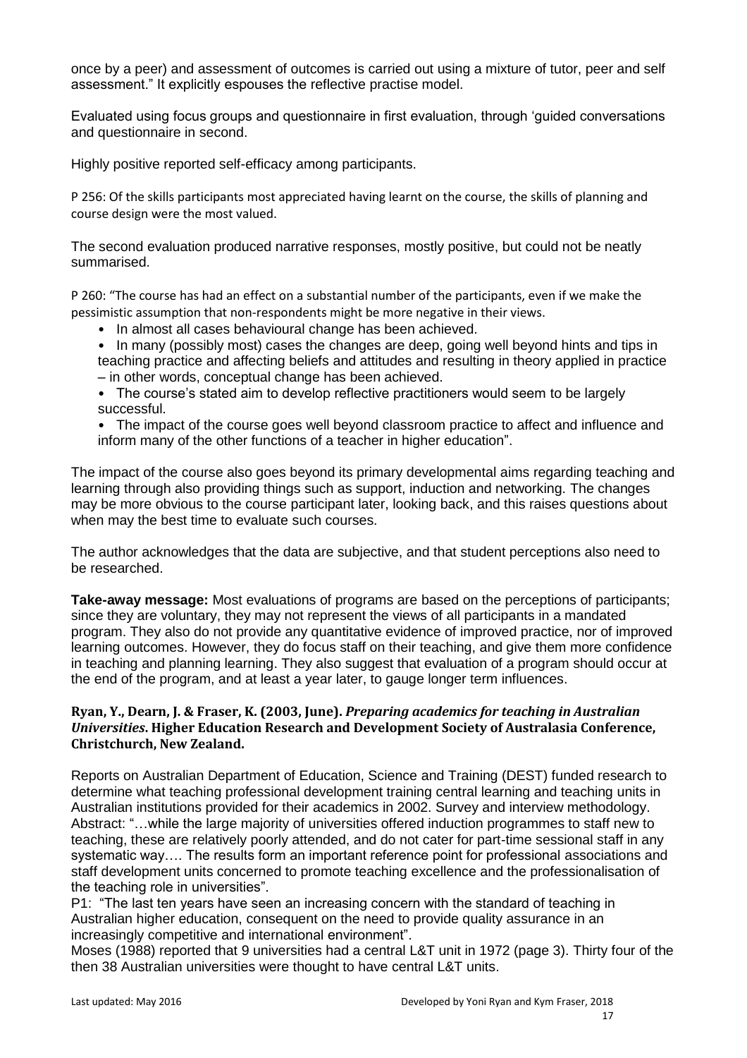once by a peer) and assessment of outcomes is carried out using a mixture of tutor, peer and self assessment." It explicitly espouses the reflective practise model.

Evaluated using focus groups and questionnaire in first evaluation, through 'guided conversations and questionnaire in second.

Highly positive reported self-efficacy among participants.

P 256: Of the skills participants most appreciated having learnt on the course, the skills of planning and course design were the most valued.

The second evaluation produced narrative responses, mostly positive, but could not be neatly summarised.

P 260: "The course has had an effect on a substantial number of the participants, even if we make the pessimistic assumption that non-respondents might be more negative in their views.

- In almost all cases behavioural change has been achieved.
- In many (possibly most) cases the changes are deep, going well beyond hints and tips in teaching practice and affecting beliefs and attitudes and resulting in theory applied in practice – in other words, conceptual change has been achieved.
- The course's stated aim to develop reflective practitioners would seem to be largely successful.
- The impact of the course goes well beyond classroom practice to affect and influence and inform many of the other functions of a teacher in higher education".

The impact of the course also goes beyond its primary developmental aims regarding teaching and learning through also providing things such as support, induction and networking. The changes may be more obvious to the course participant later, looking back, and this raises questions about when may the best time to evaluate such courses.

The author acknowledges that the data are subjective, and that student perceptions also need to be researched.

**Take-away message:** Most evaluations of programs are based on the perceptions of participants; since they are voluntary, they may not represent the views of all participants in a mandated program. They also do not provide any quantitative evidence of improved practice, nor of improved learning outcomes. However, they do focus staff on their teaching, and give them more confidence in teaching and planning learning. They also suggest that evaluation of a program should occur at the end of the program, and at least a year later, to gauge longer term influences.

**Ryan, Y., Dearn, J. & Fraser, K. (2003, June). *Preparing academics for teaching in Australian Universities*. Higher Education Research and Development Society of Australasia Conference, Christchurch, New Zealand.**

Reports on Australian Department of Education, Science and Training (DEST) funded research to determine what teaching professional development training central learning and teaching units in Australian institutions provided for their academics in 2002. Survey and interview methodology. Abstract: "…while the large majority of universities offered induction programmes to staff new to teaching, these are relatively poorly attended, and do not cater for part-time sessional staff in any systematic way…. The results form an important reference point for professional associations and staff development units concerned to promote teaching excellence and the professionalisation of the teaching role in universities".

P1: "The last ten years have seen an increasing concern with the standard of teaching in Australian higher education, consequent on the need to provide quality assurance in an increasingly competitive and international environment".

Moses (1988) reported that 9 universities had a central L&T unit in 1972 (page 3). Thirty four of the then 38 Australian universities were thought to have central L&T units.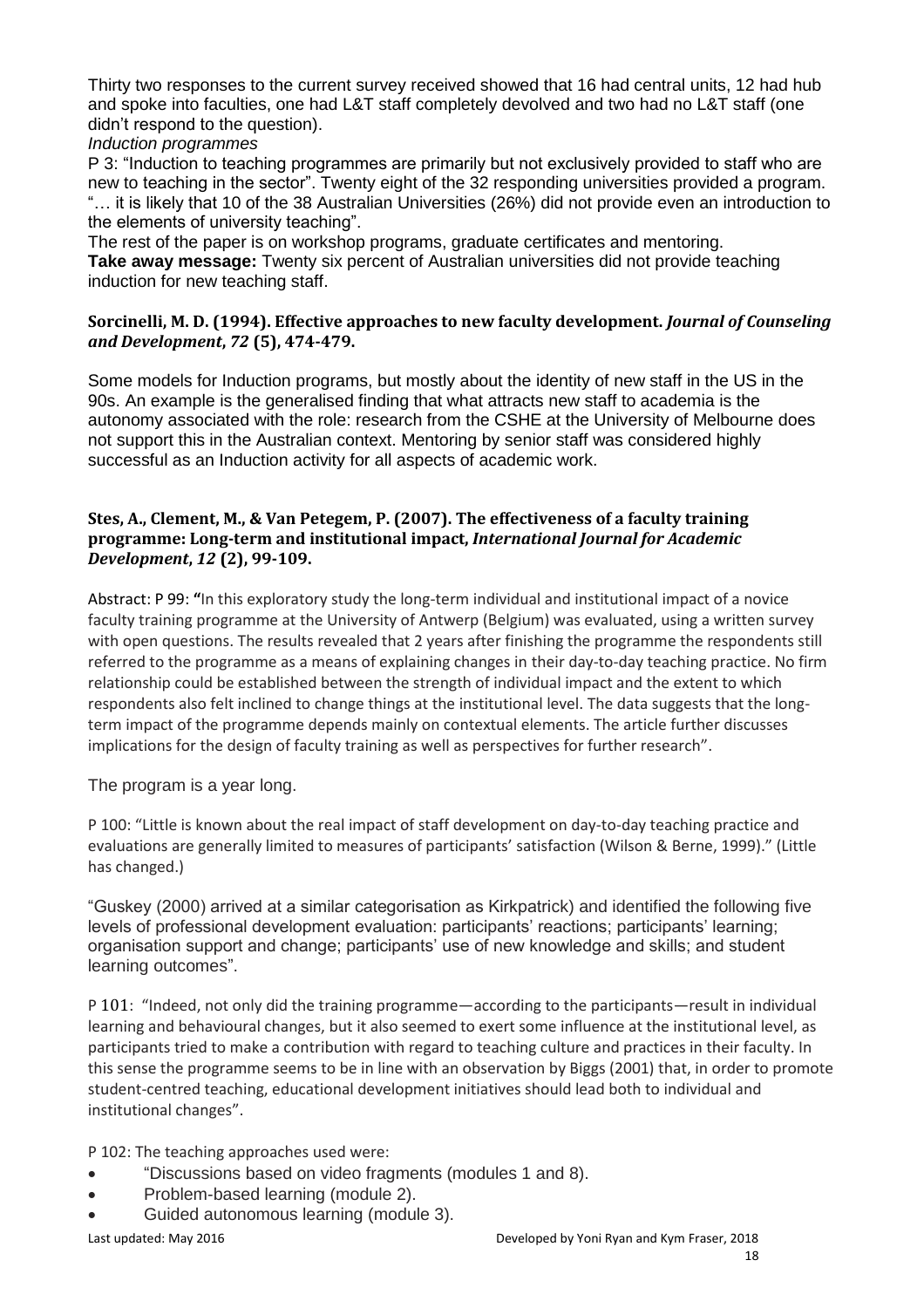Thirty two responses to the current survey received showed that 16 had central units, 12 had hub and spoke into faculties, one had L&T staff completely devolved and two had no L&T staff (one didn't respond to the question).

*Induction programmes*

P 3: "Induction to teaching programmes are primarily but not exclusively provided to staff who are new to teaching in the sector". Twenty eight of the 32 responding universities provided a program. "… it is likely that 10 of the 38 Australian Universities (26%) did not provide even an introduction to the elements of university teaching".

The rest of the paper is on workshop programs, graduate certificates and mentoring.

**Take away message:** Twenty six percent of Australian universities did not provide teaching induction for new teaching staff.

**Sorcinelli, M. D. (1994). Effective approaches to new faculty development. *Journal of Counseling and Development*, *72* (5), 474-479.**

Some models for Induction programs, but mostly about the identity of new staff in the US in the 90s. An example is the generalised finding that what attracts new staff to academia is the autonomy associated with the role: research from the CSHE at the University of Melbourne does not support this in the Australian context. Mentoring by senior staff was considered highly successful as an Induction activity for all aspects of academic work.

**Stes, A., Clement, M., & Van Petegem, P. (2007). The effectiveness of a faculty training programme: Long-term and institutional impact, *International Journal for Academic Development*, *12* (2), 99-109.**

Abstract: P 99: "In this exploratory study the long-term individual and institutional impact of a novice faculty training programme at the University of Antwerp (Belgium) was evaluated, using a written survey with open questions. The results revealed that 2 years after finishing the programme the respondents still referred to the programme as a means of explaining changes in their day-to-day teaching practice. No firm relationship could be established between the strength of individual impact and the extent to which respondents also felt inclined to change things at the institutional level. The data suggests that the long-term impact of the programme depends mainly on contextual elements. The article further discusses implications for the design of faculty training as well as perspectives for further research".

The program is a year long.

P 100: "Little is known about the real impact of staff development on day-to-day teaching practice and evaluations are generally limited to measures of participants' satisfaction (Wilson & Berne, 1999)." (Little has changed.)

"Guskey (2000) arrived at a similar categorisation as Kirkpatrick) and identified the following five levels of professional development evaluation: participants' reactions; participants' learning; organisation support and change; participants' use of new knowledge and skills; and student learning outcomes".

P 101: "Indeed, not only did the training programme—according to the participants—result in individual learning and behavioural changes, but it also seemed to exert some influence at the institutional level, as participants tried to make a contribution with regard to teaching culture and practices in their faculty. In this sense the programme seems to be in line with an observation by Biggs (2001) that, in order to promote student-centred teaching, educational development initiatives should lead both to individual and institutional changes".

P 102: The teaching approaches used were:

- "Discussions based on video fragments (modules 1 and 8).
- Problem-based learning (module 2).
- Guided autonomous learning (module 3).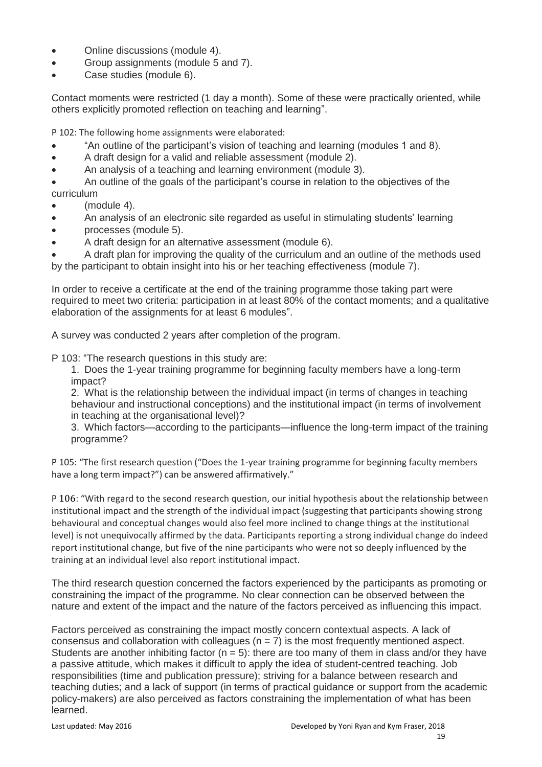- Online discussions (module 4).
- Group assignments (module 5 and 7).
- Case studies (module 6).

Contact moments were restricted (1 day a month). Some of these were practically oriented, while others explicitly promoted reflection on teaching and learning".

P 102: The following home assignments were elaborated:

- "An outline of the participant's vision of teaching and learning (modules 1 and 8).
- A draft design for a valid and reliable assessment (module 2).
- An analysis of a teaching and learning environment (module 3).
- An outline of the goals of the participant's course in relation to the objectives of the curriculum
- (module 4).
- An analysis of an electronic site regarded as useful in stimulating students' learning
- processes (module 5).
- A draft design for an alternative assessment (module 6).
- A draft plan for improving the quality of the curriculum and an outline of the methods used by the participant to obtain insight into his or her teaching effectiveness (module 7).

In order to receive a certificate at the end of the training programme those taking part were required to meet two criteria: participation in at least 80% of the contact moments; and a qualitative elaboration of the assignments for at least 6 modules".

A survey was conducted 2 years after completion of the program.

P 103: "The research questions in this study are:

1. Does the 1-year training programme for beginning faculty members have a long-term impact?
2. What is the relationship between the individual impact (in terms of changes in teaching behaviour and instructional conceptions) and the institutional impact (in terms of involvement in teaching at the organisational level)?
3. Which factors—according to the participants—influence the long-term impact of the training programme?

P 105: "The first research question ("Does the 1-year training programme for beginning faculty members have a long term impact?") can be answered affirmatively."

P 106: "With regard to the second research question, our initial hypothesis about the relationship between institutional impact and the strength of the individual impact (suggesting that participants showing strong behavioural and conceptual changes would also feel more inclined to change things at the institutional level) is not unequivocally affirmed by the data. Participants reporting a strong individual change do indeed report institutional change, but five of the nine participants who were not so deeply influenced by the training at an individual level also report institutional impact.

The third research question concerned the factors experienced by the participants as promoting or constraining the impact of the programme. No clear connection can be observed between the nature and extent of the impact and the nature of the factors perceived as influencing this impact.

Factors perceived as constraining the impact mostly concern contextual aspects. A lack of consensus and collaboration with colleagues ($n = 7$) is the most frequently mentioned aspect. Students are another inhibiting factor ($n = 5$): there are too many of them in class and/or they have a passive attitude, which makes it difficult to apply the idea of student-centred teaching. Job responsibilities (time and publication pressure); striving for a balance between research and teaching duties; and a lack of support (in terms of practical guidance or support from the academic policy-makers) are also perceived as factors constraining the implementation of what has been learned.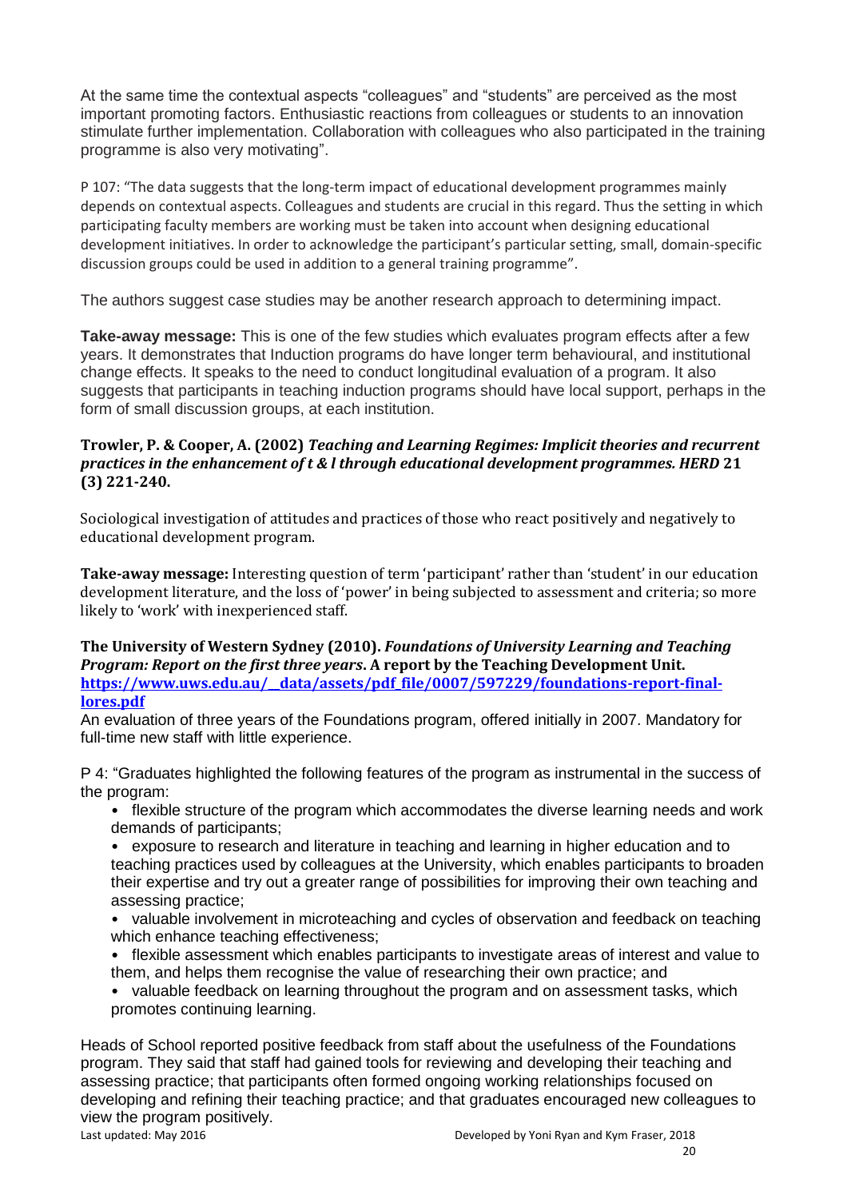At the same time the contextual aspects "colleagues" and "students" are perceived as the most important promoting factors. Enthusiastic reactions from colleagues or students to an innovation stimulate further implementation. Collaboration with colleagues who also participated in the training programme is also very motivating".

P 107: "The data suggests that the long-term impact of educational development programmes mainly depends on contextual aspects. Colleagues and students are crucial in this regard. Thus the setting in which participating faculty members are working must be taken into account when designing educational development initiatives. In order to acknowledge the participant's particular setting, small, domain-specific discussion groups could be used in addition to a general training programme".

The authors suggest case studies may be another research approach to determining impact.

**Take-away message:** This is one of the few studies which evaluates program effects after a few years. It demonstrates that Induction programs do have longer term behavioural, and institutional change effects. It speaks to the need to conduct longitudinal evaluation of a program. It also suggests that participants in teaching induction programs should have local support, perhaps in the form of small discussion groups, at each institution.

**Trowler, P. & Cooper, A. (2002)** ***Teaching and Learning Regimes: Implicit theories and recurrent practices in the enhancement of t & l through educational development programmes. HERD*** **21 (3) 221-240.**

Sociological investigation of attitudes and practices of those who react positively and negatively to educational development program.

**Take-away message:** Interesting question of term 'participant' rather than 'student' in our education development literature, and the loss of 'power' in being subjected to assessment and criteria; so more likely to 'work' with inexperienced staff.

**The University of Western Sydney (2010).** ***Foundations of University Learning and Teaching Program: Report on the first three years*****. A report by the Teaching Development Unit.** **[https://www.uws.edu.au/__data/assets/pdf_file/0007/597229/foundations-report-final-lores.pdf](https://www.uws.edu.au/__data/assets/pdf_file/0007/597229/foundations-report-final-lores.pdf)**

An evaluation of three years of the Foundations program, offered initially in 2007. Mandatory for full-time new staff with little experience.

P 4: "Graduates highlighted the following features of the program as instrumental in the success of the program:

- flexible structure of the program which accommodates the diverse learning needs and work demands of participants;
- exposure to research and literature in teaching and learning in higher education and to teaching practices used by colleagues at the University, which enables participants to broaden their expertise and try out a greater range of possibilities for improving their own teaching and assessing practice;
- valuable involvement in microteaching and cycles of observation and feedback on teaching which enhance teaching effectiveness;
- flexible assessment which enables participants to investigate areas of interest and value to them, and helps them recognise the value of researching their own practice; and
- valuable feedback on learning throughout the program and on assessment tasks, which promotes continuing learning.

Heads of School reported positive feedback from staff about the usefulness of the Foundations program. They said that staff had gained tools for reviewing and developing their teaching and assessing practice; that participants often formed ongoing working relationships focused on developing and refining their teaching practice; and that graduates encouraged new colleagues to view the program positively.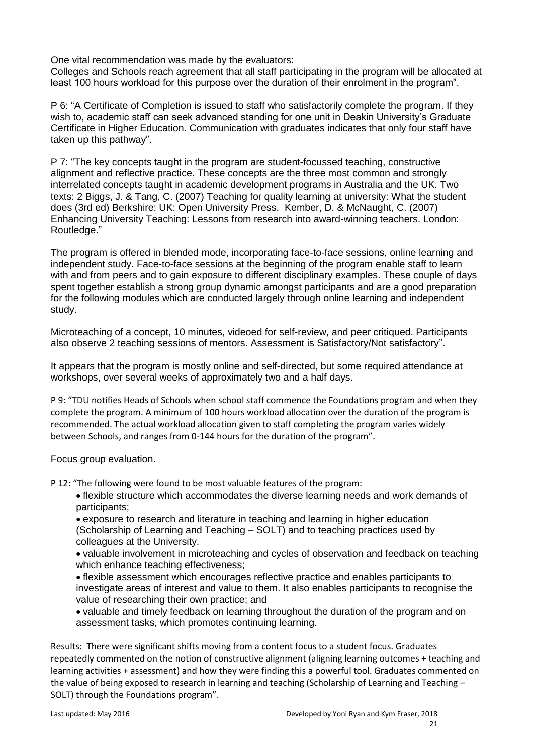One vital recommendation was made by the evaluators:
Colleges and Schools reach agreement that all staff participating in the program will be allocated at least 100 hours workload for this purpose over the duration of their enrolment in the program".

P 6: "A Certificate of Completion is issued to staff who satisfactorily complete the program. If they wish to, academic staff can seek advanced standing for one unit in Deakin University's Graduate Certificate in Higher Education. Communication with graduates indicates that only four staff have taken up this pathway".

P 7: "The key concepts taught in the program are student-focussed teaching, constructive alignment and reflective practice. These concepts are the three most common and strongly interrelated concepts taught in academic development programs in Australia and the UK. Two texts: 2 Biggs, J. & Tang, C. (2007) Teaching for quality learning at university: What the student does (3rd ed) Berkshire: UK: Open University Press. Kember, D. & McNaught, C. (2007) Enhancing University Teaching: Lessons from research into award-winning teachers. London: Routledge."

The program is offered in blended mode, incorporating face-to-face sessions, online learning and independent study. Face-to-face sessions at the beginning of the program enable staff to learn with and from peers and to gain exposure to different disciplinary examples. These couple of days spent together establish a strong group dynamic amongst participants and are a good preparation for the following modules which are conducted largely through online learning and independent study.

Microteaching of a concept, 10 minutes, videoed for self-review, and peer critiqued. Participants also observe 2 teaching sessions of mentors. Assessment is Satisfactory/Not satisfactory".

It appears that the program is mostly online and self-directed, but some required attendance at workshops, over several weeks of approximately two and a half days.

P 9: "TDU notifies Heads of Schools when school staff commence the Foundations program and when they complete the program. A minimum of 100 hours workload allocation over the duration of the program is recommended. The actual workload allocation given to staff completing the program varies widely between Schools, and ranges from 0-144 hours for the duration of the program".

Focus group evaluation.

P 12: "The following were found to be most valuable features of the program:

- flexible structure which accommodates the diverse learning needs and work demands of participants;
- exposure to research and literature in teaching and learning in higher education (Scholarship of Learning and Teaching – SOLT) and to teaching practices used by colleagues at the University.
- valuable involvement in microteaching and cycles of observation and feedback on teaching which enhance teaching effectiveness;
- flexible assessment which encourages reflective practice and enables participants to investigate areas of interest and value to them. It also enables participants to recognise the value of researching their own practice; and
- valuable and timely feedback on learning throughout the duration of the program and on assessment tasks, which promotes continuing learning.

Results: There were significant shifts moving from a content focus to a student focus. Graduates repeatedly commented on the notion of constructive alignment (aligning learning outcomes + teaching and learning activities + assessment) and how they were finding this a powerful tool. Graduates commented on the value of being exposed to research in learning and teaching (Scholarship of Learning and Teaching – SOLT) through the Foundations program".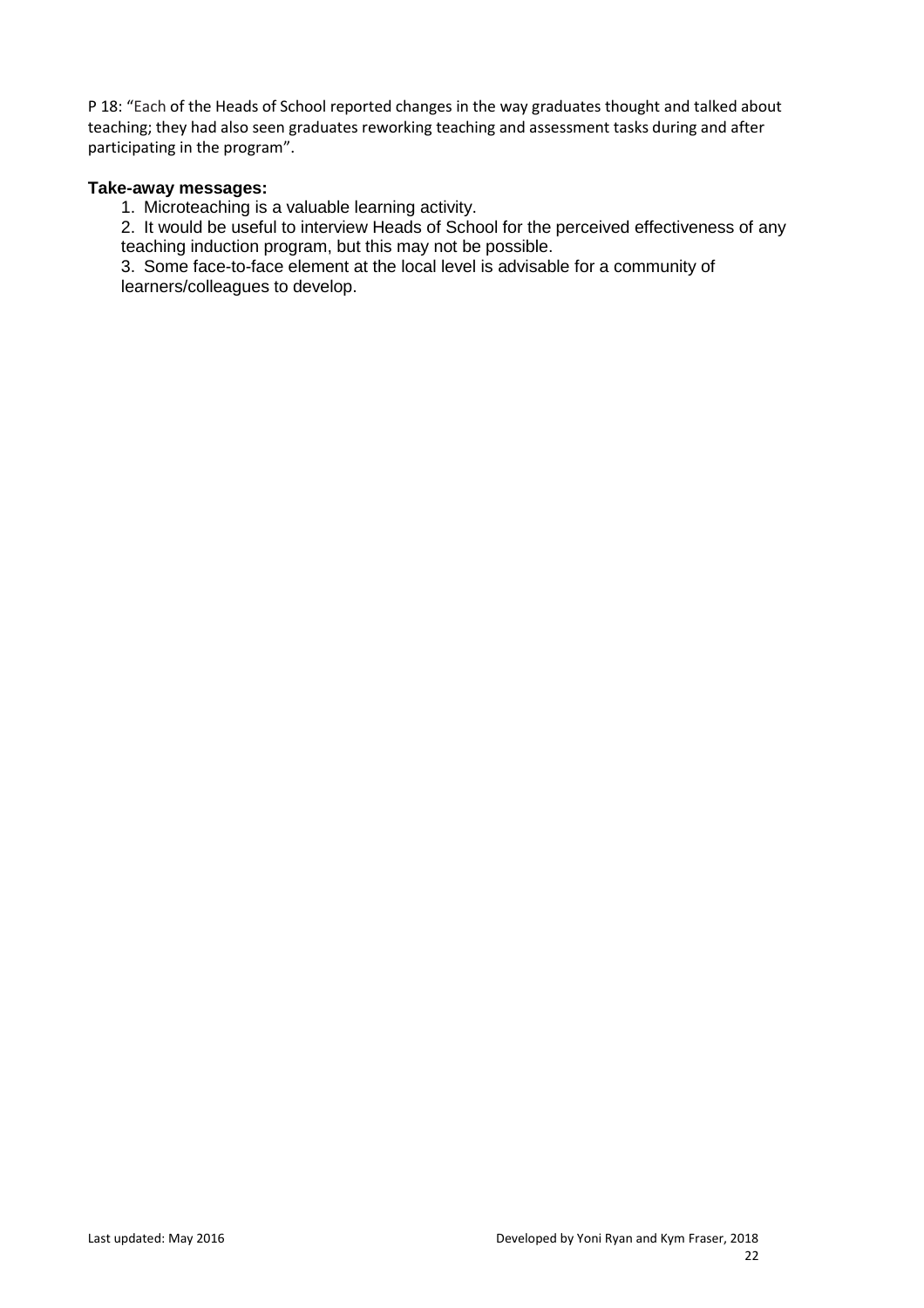P 18: "Each of the Heads of School reported changes in the way graduates thought and talked about teaching; they had also seen graduates reworking teaching and assessment tasks during and after participating in the program".

**Take-away messages:**

1. Microteaching is a valuable learning activity.
2. It would be useful to interview Heads of School for the perceived effectiveness of any teaching induction program, but this may not be possible.
3. Some face-to-face element at the local level is advisable for a community of learners/colleagues to develop.